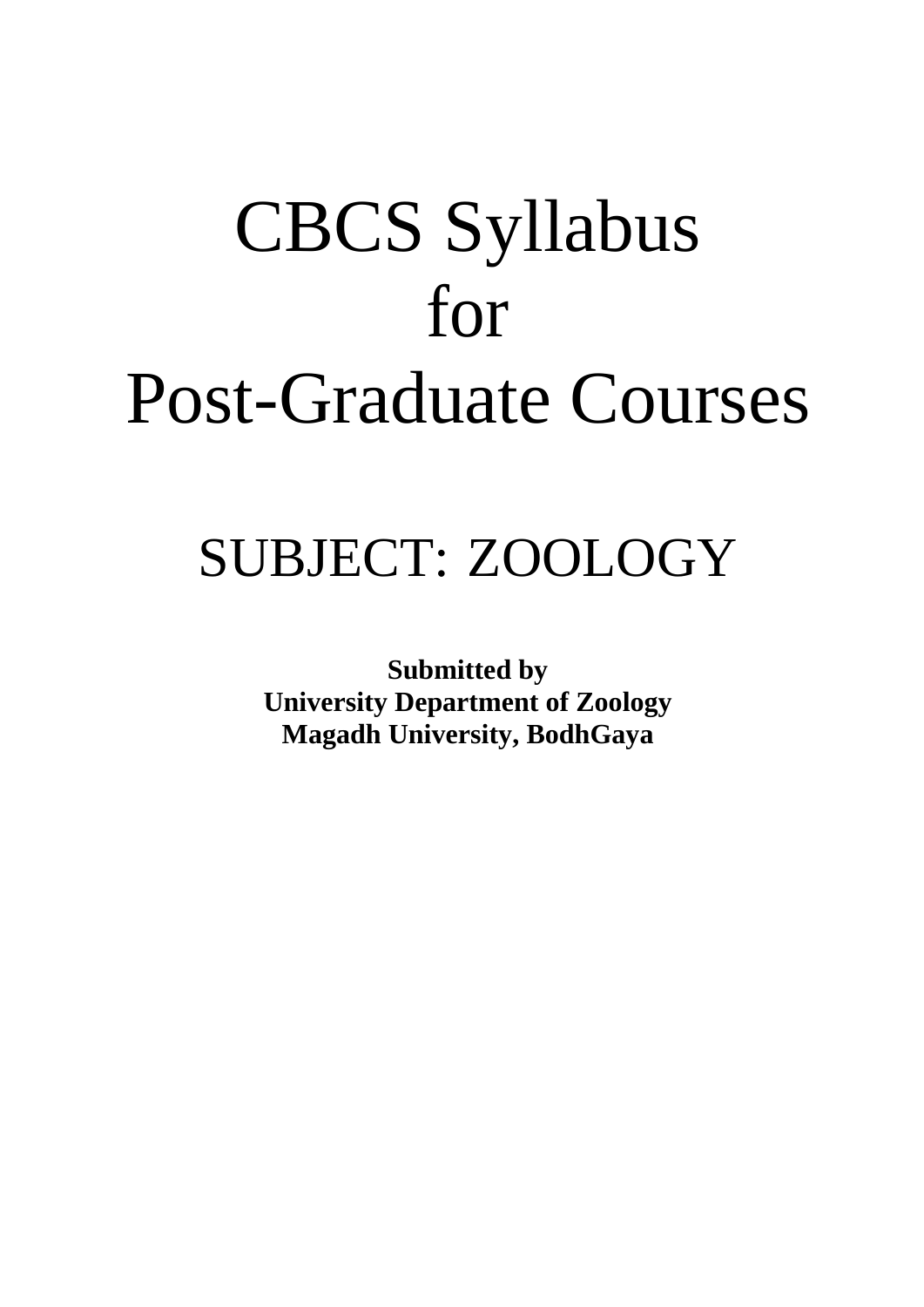# CBCS Syllabus
# for
# Post-Graduate Courses

## SUBJECT: ZOOLOGY

**Submitted by**
**University Department of Zoology**
**Magadh University, BodhGaya**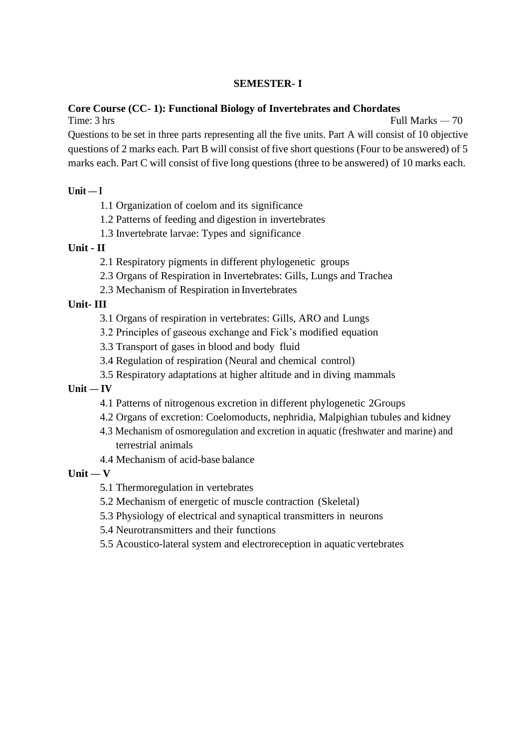## SEMESTER- I

**Core Course (CC- 1): Functional Biology of Invertebrates and Chordates**

Time: 3 hrs Full Marks — 70

Questions to be set in three parts representing all the five units. Part A will consist of 10 objective questions of 2 marks each. Part B will consist of five short questions (Four to be answered) of 5 marks each. Part C will consist of five long questions (three to be answered) of 10 marks each.

**Unit — I**

1.1 Organization of coelom and its significance
1.2 Patterns of feeding and digestion in invertebrates
1.3 Invertebrate larvae: Types and significance

**Unit - II**

2.1 Respiratory pigments in different phylogenetic groups
2.3 Organs of Respiration in Invertebrates: Gills, Lungs and Trachea
2.3 Mechanism of Respiration in Invertebrates

**Unit- III**

3.1 Organs of respiration in vertebrates: Gills, ARO and Lungs
3.2 Principles of gaseous exchange and Fick's modified equation
3.3 Transport of gases in blood and body fluid
3.4 Regulation of respiration (Neural and chemical control)
3.5 Respiratory adaptations at higher altitude and in diving mammals

**Unit — IV**

4.1 Patterns of nitrogenous excretion in different phylogenetic 2Groups
4.2 Organs of excretion: Coelomoducts, nephridia, Malpighian tubules and kidney
4.3 Mechanism of osmoregulation and excretion in aquatic (freshwater and marine) and terrestrial animals
4.4 Mechanism of acid-base balance

**Unit — V**

5.1 Thermoregulation in vertebrates
5.2 Mechanism of energetic of muscle contraction (Skeletal)
5.3 Physiology of electrical and synaptical transmitters in neurons
5.4 Neurotransmitters and their functions
5.5 Acoustico-lateral system and electroreception in aquatic vertebrates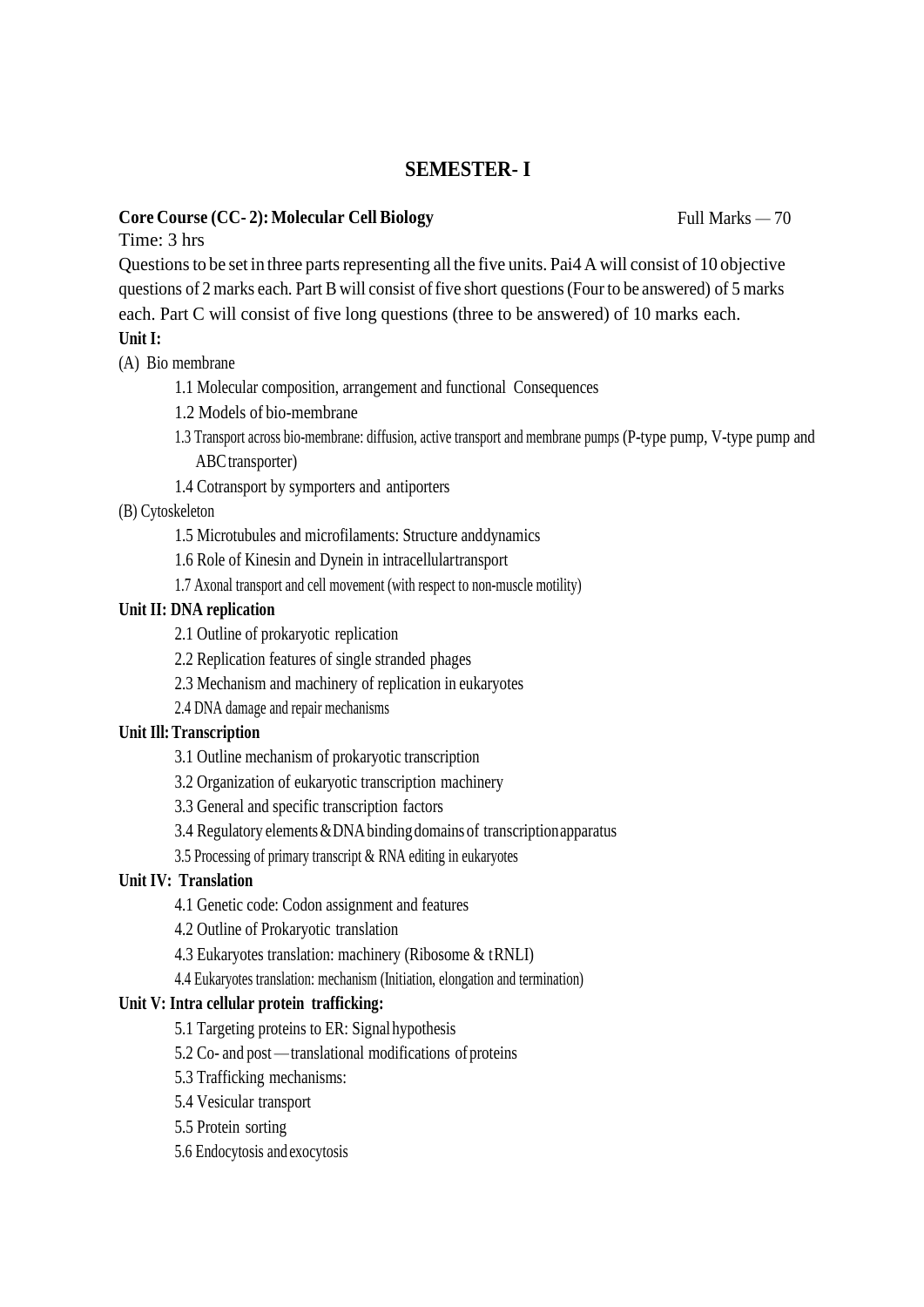# SEMESTER- I

**Core Course (CC- 2): Molecular Cell Biology** Full Marks — 70

Time: 3 hrs

Questions to be set in three parts representing all the five units. Pai4 A will consist of 10 objective questions of 2 marks each. Part B will consist of five short questions (Four to be answered) of 5 marks each. Part C will consist of five long questions (three to be answered) of 10 marks each.

**Unit I:**

(A) Bio membrane

- 1.1 Molecular composition, arrangement and functional Consequences
- 1.2 Models of bio-membrane
- 1.3 Transport across bio-membrane: diffusion, active transport and membrane pumps (P-type pump, V-type pump and ABC transporter)
- 1.4 Cotransport by symporters and antiporters

(B) Cytoskeleton

- 1.5 Microtubules and microfilaments: Structure and dynamics
- 1.6 Role of Kinesin and Dynein in intracellular transport
- 1.7 Axonal transport and cell movement (with respect to non-muscle motility)

**Unit II: DNA replication**

- 2.1 Outline of prokaryotic replication
- 2.2 Replication features of single stranded phages
- 2.3 Mechanism and machinery of replication in eukaryotes
- 2.4 DNA damage and repair mechanisms

**Unit Ill: Transcription**

- 3.1 Outline mechanism of prokaryotic transcription
- 3.2 Organization of eukaryotic transcription machinery
- 3.3 General and specific transcription factors
- 3.4 Regulatory elements & DNA binding domains of transcription apparatus
- 3.5 Processing of primary transcript & RNA editing in eukaryotes

**Unit IV: Translation**

- 4.1 Genetic code: Codon assignment and features
- 4.2 Outline of Prokaryotic translation
- 4.3 Eukaryotes translation: machinery (Ribosome & tRNLI)
- 4.4 Eukaryotes translation: mechanism (Initiation, elongation and termination)

**Unit V: Intra cellular protein trafficking:**

- 5.1 Targeting proteins to ER: Signal hypothesis
- 5.2 Co- and post — translational modifications of proteins
- 5.3 Trafficking mechanisms:
- 5.4 Vesicular transport
- 5.5 Protein sorting
- 5.6 Endocytosis and exocytosis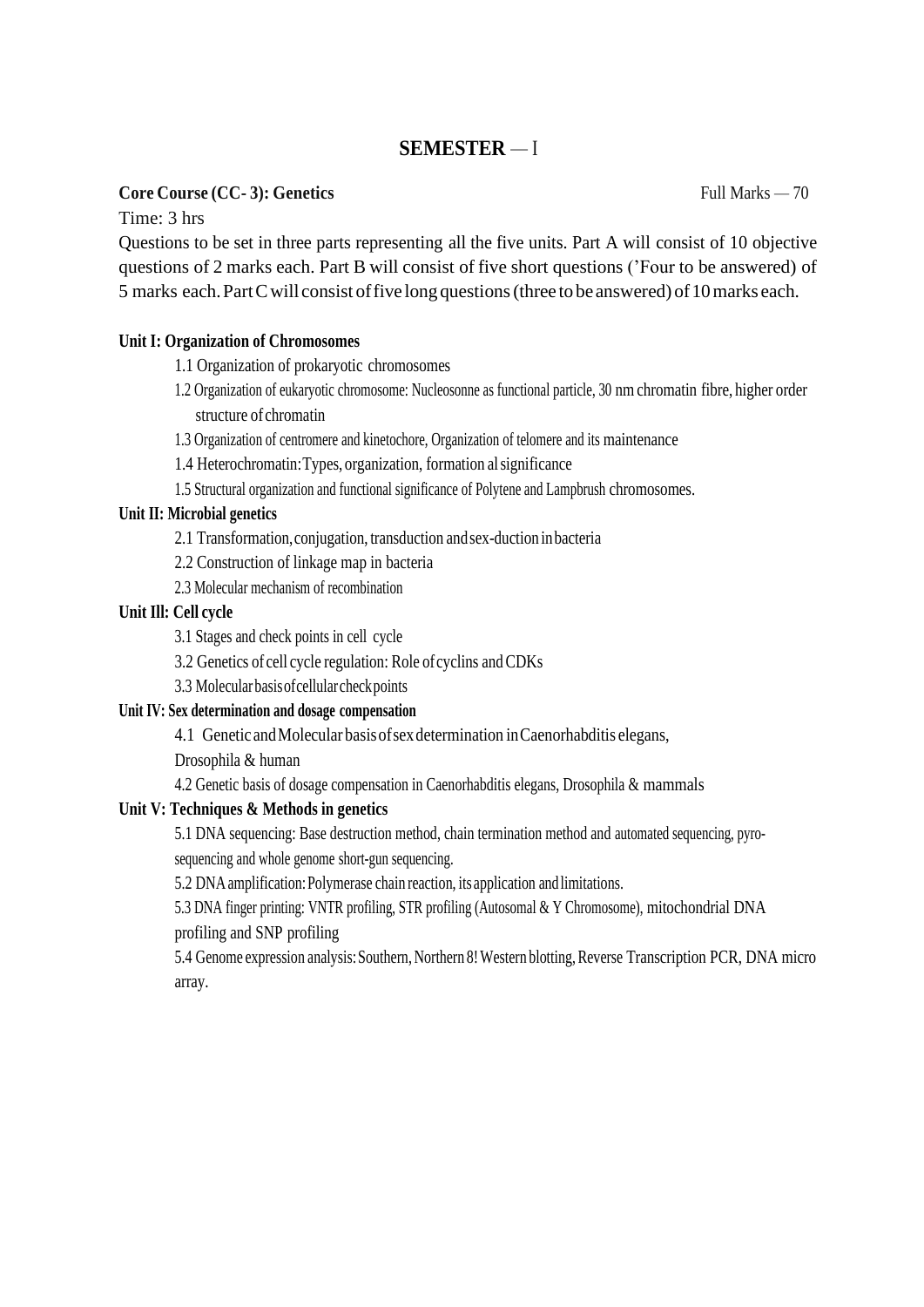# SEMESTER — I

**Core Course (CC- 3): Genetics** Full Marks — 70

Time: 3 hrs

Questions to be set in three parts representing all the five units. Part A will consist of 10 objective questions of 2 marks each. Part B will consist of five short questions ('Four to be answered) of 5 marks each. Part C will consist of five long questions (three to be answered) of 10 marks each.

**Unit I: Organization of Chromosomes**

1.1 Organization of prokaryotic chromosomes

1.2 Organization of eukaryotic chromosome: Nucleosonne as functional particle, 30 nm chromatin fibre, higher order structure of chromatin

1.3 Organization of centromere and kinetochore, Organization of telomere and its maintenance

1.4 Heterochromatin: Types, organization, formation al significance

1.5 Structural organization and functional significance of Polytene and Lampbrush chromosomes.

**Unit II: Microbial genetics**

2.1 Transformation, conjugation, transduction and sex-duction in bacteria

2.2 Construction of linkage map in bacteria

2.3 Molecular mechanism of recombination

**Unit Ill: Cell cycle**

3.1 Stages and check points in cell cycle

3.2 Genetics of cell cycle regulation: Role of cyclins and CDKs

3.3 Molecular basis of cellular check points

**Unit IV: Sex determination and dosage compensation**

4.1 Genetic and Molecular basis of sex determination in Caenorhabditis elegans, Drosophila & human

4.2 Genetic basis of dosage compensation in Caenorhabditis elegans, Drosophila & mammals

**Unit V: Techniques & Methods in genetics**

5.1 DNA sequencing: Base destruction method, chain termination method and automated sequencing, pyro-sequencing and whole genome short-gun sequencing.

5.2 DNA amplification: Polymerase chain reaction, its application and limitations.

5.3 DNA finger printing: VNTR profiling, STR profiling (Autosomal & Y Chromosome), mitochondrial DNA profiling and SNP profiling

5.4 Genome expression analysis: Southern, Northern 8! Western blotting, Reverse Transcription PCR, DNA micro array.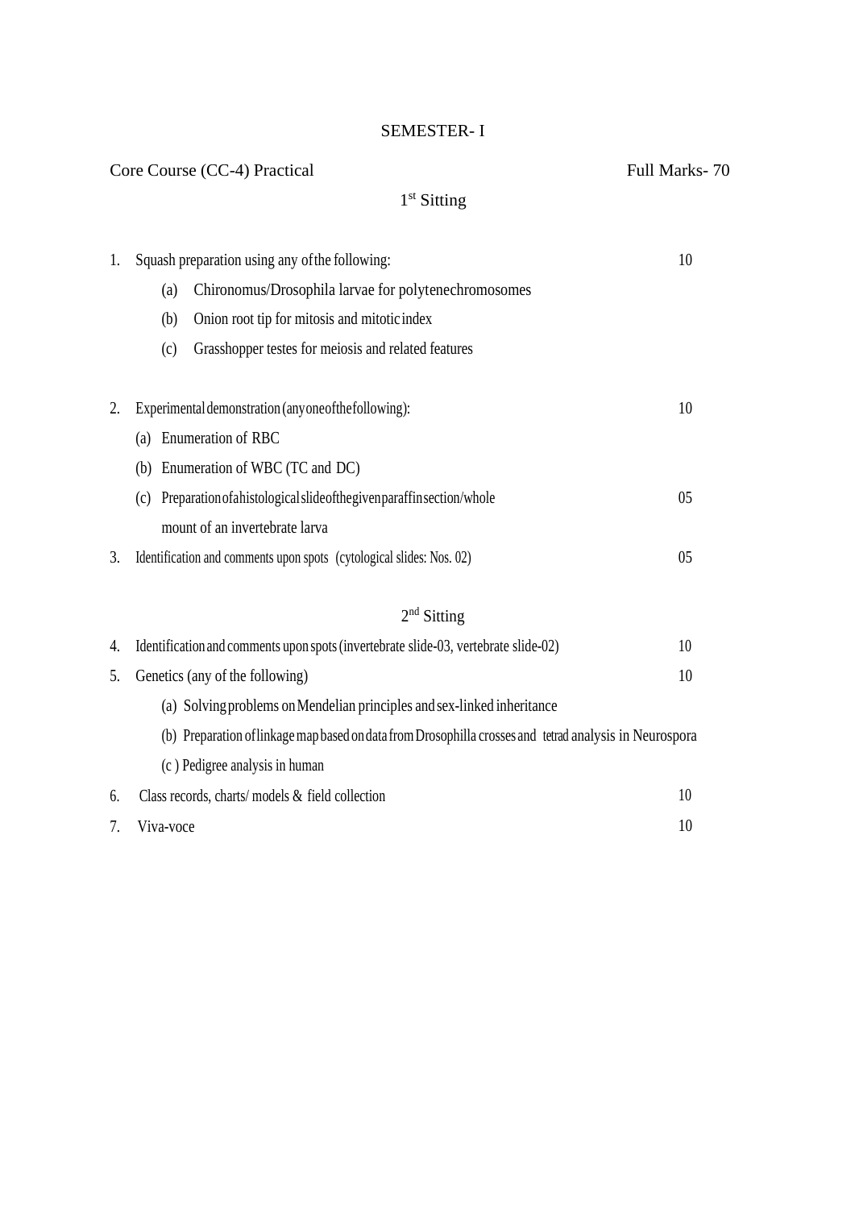# SEMESTER- I

**Core Course (CC-4) Practical** Full Marks- 70

## 1st Sitting

1. Squash preparation using any of the following: 10
   - (a) Chironomus/Drosophila larvae for polytenechromosomes
   - (b) Onion root tip for mitosis and mitotic index
   - (c) Grasshopper testes for meiosis and related features

2. Experimental demonstration (any one of the following): 10
   - (a) Enumeration of RBC
   - (b) Enumeration of WBC (TC and DC)
   - (c) Preparation of a histological slide of the given paraffin section/whole mount of an invertebrate larva 05

3. Identification and comments upon spots (cytological slides: Nos. 02) 05

## 2nd Sitting

4. Identification and comments upon spots (invertebrate slide-03, vertebrate slide-02) 10

5. Genetics (any of the following) 10
   - (a) Solving problems on Mendelian principles and sex-linked inheritance
   - (b) Preparation of linkage map based on data from Drosophilla crosses and tetrad analysis in Neurospora
   - (c ) Pedigree analysis in human

6. Class records, charts/ models & field collection 10

7. Viva-voce 10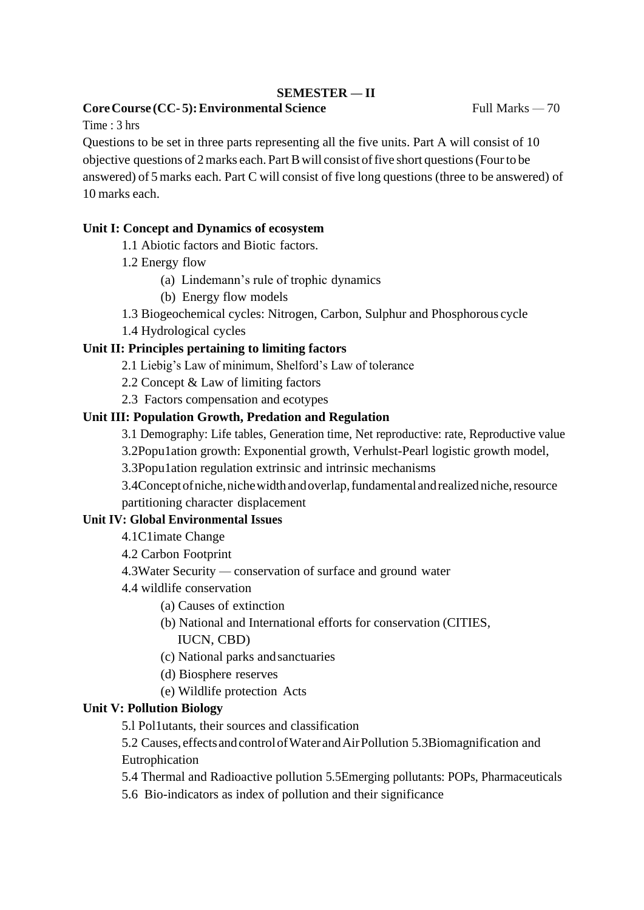## SEMESTER — II

**Core Course (CC- 5): Environmental Science** Full Marks — 70

Time : 3 hrs

Questions to be set in three parts representing all the five units. Part A will consist of 10 objective questions of 2 marks each. Part B will consist of five short questions (Four to be answered) of 5 marks each. Part C will consist of five long questions (three to be answered) of 10 marks each.

### Unit I: Concept and Dynamics of ecosystem

- 1.1 Abiotic factors and Biotic factors.
- 1.2 Energy flow
  - (a) Lindemann's rule of trophic dynamics
  - (b) Energy flow models
- 1.3 Biogeochemical cycles: Nitrogen, Carbon, Sulphur and Phosphorous cycle
- 1.4 Hydrological cycles

### Unit II: Principles pertaining to limiting factors

- 2.1 Liebig's Law of minimum, Shelford's Law of tolerance
- 2.2 Concept & Law of limiting factors
- 2.3 Factors compensation and ecotypes

### Unit III: Population Growth, Predation and Regulation

- 3.1 Demography: Life tables, Generation time, Net reproductive: rate, Reproductive value
- 3.2Popu1ation growth: Exponential growth, Verhulst-Pearl logistic growth model,
- 3.3Popu1ation regulation extrinsic and intrinsic mechanisms
- 3.4Concept of niche, niche width and overlap, fundamental and realized niche, resource partitioning character displacement

### Unit IV: Global Environmental Issues

- 4.1C1imate Change
- 4.2 Carbon Footprint
- 4.3Water Security — conservation of surface and ground water
- 4.4 wildlife conservation
  - (a) Causes of extinction
  - (b) National and International efforts for conservation (CITIES, IUCN, CBD)
  - (c) National parks and sanctuaries
  - (d) Biosphere reserves
  - (e) Wildlife protection Acts

### Unit V: Pollution Biology

- 5.l Pol1utants, their sources and classification
- 5.2 Causes, effects and control of Water and Air Pollution 5.3Biomagnification and Eutrophication
- 5.4 Thermal and Radioactive pollution 5.5Emerging pollutants: POPs, Pharmaceuticals
- 5.6 Bio-indicators as index of pollution and their significance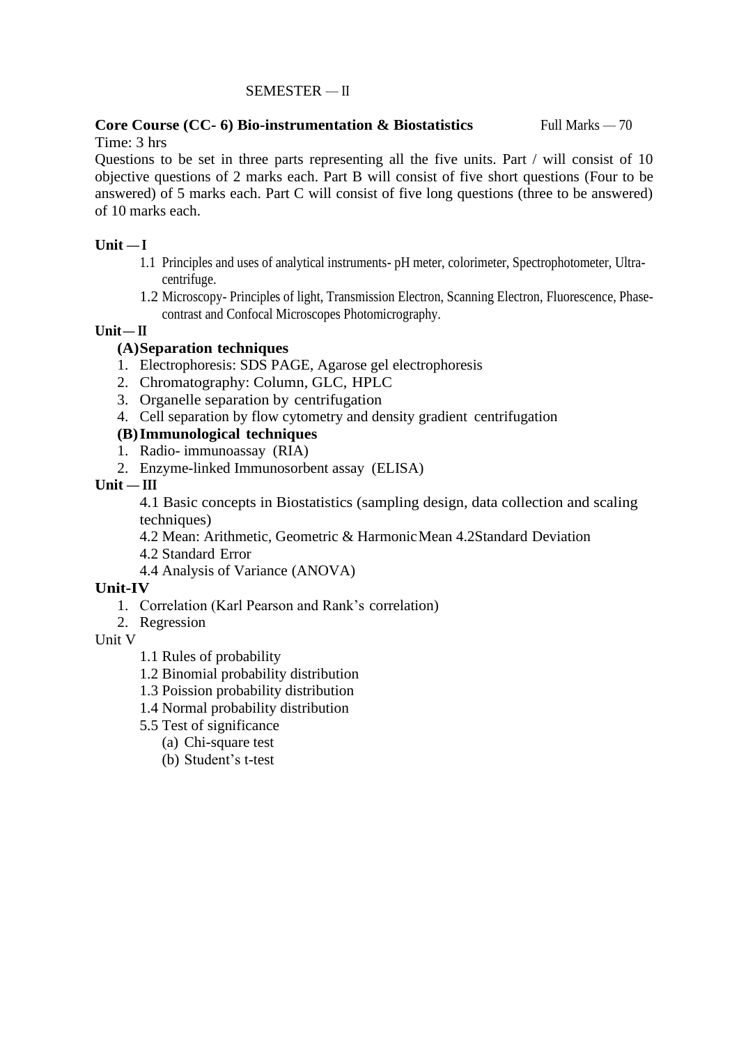SEMESTER — II

**Core Course (CC- 6) Bio-instrumentation & Biostatistics** Full Marks — 70

Time: 3 hrs

Questions to be set in three parts representing all the five units. Part / will consist of 10 objective questions of 2 marks each. Part B will consist of five short questions (Four to be answered) of 5 marks each. Part C will consist of five long questions (three to be answered) of 10 marks each.

**Unit — I**

1.1 Principles and uses of analytical instruments- pH meter, colorimeter, Spectrophotometer, Ultra-centrifuge.

1.2 Microscopy- Principles of light, Transmission Electron, Scanning Electron, Fluorescence, Phase-contrast and Confocal Microscopes Photomicrography.

**Unit— II**

**(A) Separation techniques**

1. Electrophoresis: SDS PAGE, Agarose gel electrophoresis
2. Chromatography: Column, GLC, HPLC
3. Organelle separation by centrifugation
4. Cell separation by flow cytometry and density gradient centrifugation

**(B) Immunological techniques**

1. Radio- immunoassay (RIA)
2. Enzyme-linked Immunosorbent assay (ELISA)

**Unit — III**

4.1 Basic concepts in Biostatistics (sampling design, data collection and scaling techniques)

4.2 Mean: Arithmetic, Geometric & Harmonic Mean 4.2Standard Deviation

4.2 Standard Error

4.4 Analysis of Variance (ANOVA)

**Unit-IV**

1. Correlation (Karl Pearson and Rank's correlation)
2. Regression

Unit V

1.1 Rules of probability

1.2 Binomial probability distribution

1.3 Poission probability distribution

1.4 Normal probability distribution

5.5 Test of significance

(a) Chi-square test

(b) Student's t-test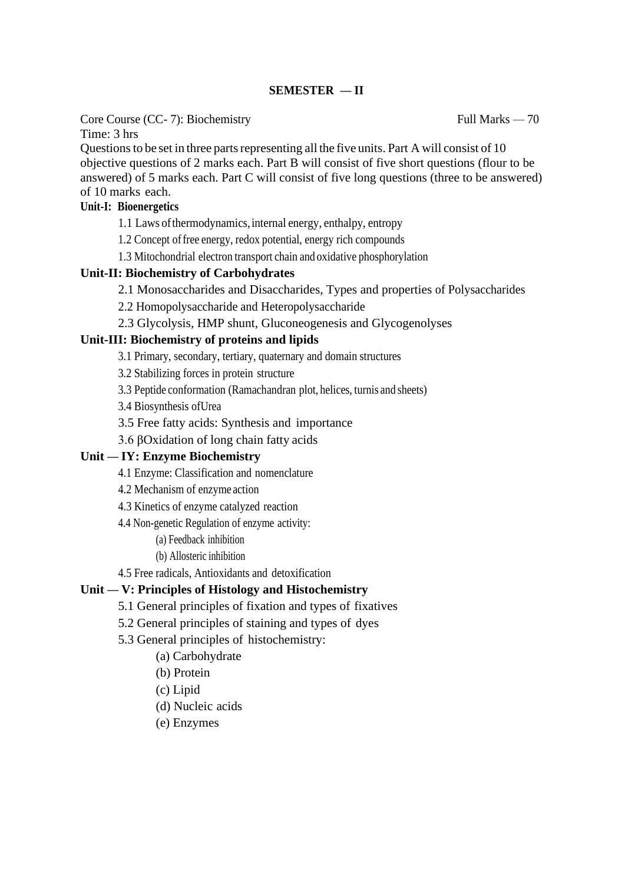## SEMESTER — II

Core Course (CC- 7): Biochemistry  Full Marks — 70

Time: 3 hrs

Questions to be set in three parts representing all the five units. Part A will consist of 10 objective questions of 2 marks each. Part B will consist of five short questions (flour to be answered) of 5 marks each. Part C will consist of five long questions (three to be answered) of 10 marks each.

**Unit-I: Bioenergetics**

1.1 Laws of thermodynamics, internal energy, enthalpy, entropy

1.2 Concept of free energy, redox potential, energy rich compounds

1.3 Mitochondrial electron transport chain and oxidative phosphorylation

**Unit-II: Biochemistry of Carbohydrates**

2.1 Monosaccharides and Disaccharides, Types and properties of Polysaccharides

2.2 Homopolysaccharide and Heteropolysaccharide

2.3 Glycolysis, HMP shunt, Gluconeogenesis and Glycogenolyses

**Unit-III: Biochemistry of proteins and lipids**

3.1 Primary, secondary, tertiary, quaternary and domain structures

3.2 Stabilizing forces in protein structure

3.3 Peptide conformation (Ramachandran plot, helices, turnis and sheets)

3.4 Biosynthesis ofUrea

3.5 Free fatty acids: Synthesis and importance

3.6 βOxidation of long chain fatty acids

**Unit — IY: Enzyme Biochemistry**

4.1 Enzyme: Classification and nomenclature

4.2 Mechanism of enzyme action

4.3 Kinetics of enzyme catalyzed reaction

4.4 Non-genetic Regulation of enzyme activity:

(a) Feedback inhibition

(b) Allosteric inhibition

4.5 Free radicals, Antioxidants and detoxification

**Unit — V: Principles of Histology and Histochemistry**

5.1 General principles of fixation and types of fixatives

5.2 General principles of staining and types of dyes

5.3 General principles of histochemistry:

(a) Carbohydrate

(b) Protein

(c) Lipid

(d) Nucleic acids

(e) Enzymes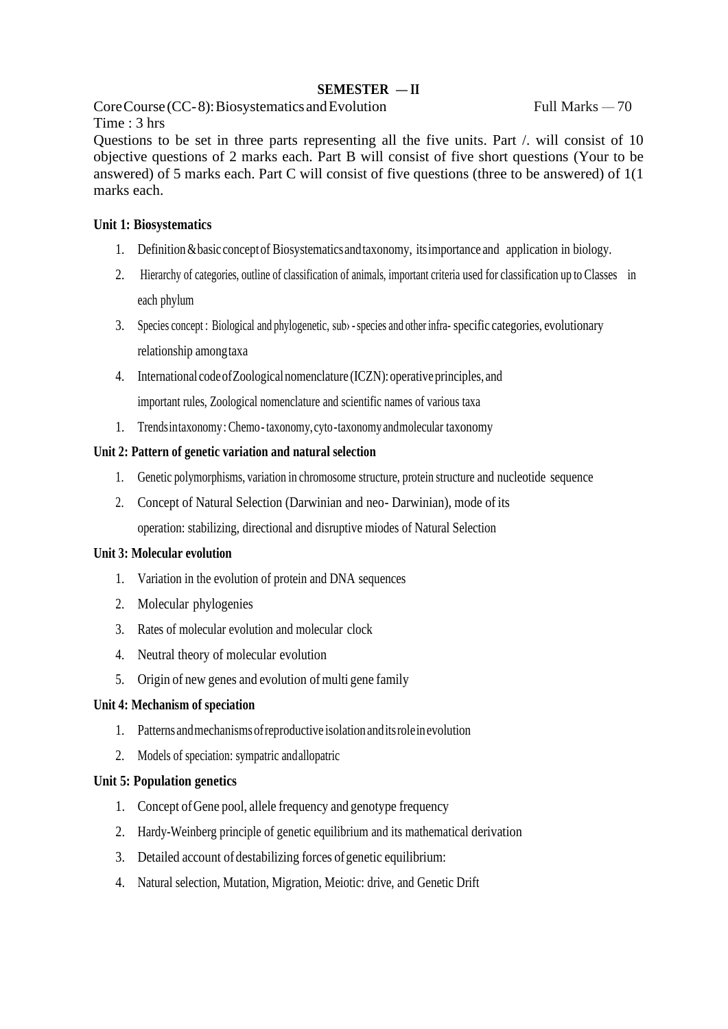**SEMESTER — II**

Core Course (CC-8): Biosystematics and Evolution Full Marks — 70

Time : 3 hrs

Questions to be set in three parts representing all the five units. Part /. will consist of 10 objective questions of 2 marks each. Part B will consist of five short questions (Your to be answered) of 5 marks each. Part C will consist of five questions (three to be answered) of 1(1 marks each.

**Unit 1: Biosystematics**

1. Definition & basic concept of Biosystematics and taxonomy, its importance and application in biology.
2. Hierarchy of categories, outline of classification of animals, important criteria used for classification up to Classes in each phylum
3. Species concept : Biological and phylogenetic, sub› -species and other infra- specific categories, evolutionary relationship among taxa
4. International code of Zoological nomenclature (ICZN): operative principles, and important rules, Zoological nomenclature and scientific names of various taxa
1. Trends in taxonomy : Chemo - taxonomy, cyto-taxonomy and molecular taxonomy

**Unit 2: Pattern of genetic variation and natural selection**

1. Genetic polymorphisms, variation in chromosome structure, protein structure and nucleotide sequence
2. Concept of Natural Selection (Darwinian and neo- Darwinian), mode of its operation: stabilizing, directional and disruptive miodes of Natural Selection

**Unit 3: Molecular evolution**

1. Variation in the evolution of protein and DNA sequences
2. Molecular phylogenies
3. Rates of molecular evolution and molecular clock
4. Neutral theory of molecular evolution
5. Origin of new genes and evolution of multi gene family

**Unit 4: Mechanism of speciation**

1. Patterns and mechanisms of reproductive isolation and its role in evolution
2. Models of speciation: sympatric and allopatric

**Unit 5: Population genetics**

1. Concept of Gene pool, allele frequency and genotype frequency
2. Hardy-Weinberg principle of genetic equilibrium and its mathematical derivation
3. Detailed account of destabilizing forces of genetic equilibrium:
4. Natural selection, Mutation, Migration, Meiotic: drive, and Genetic Drift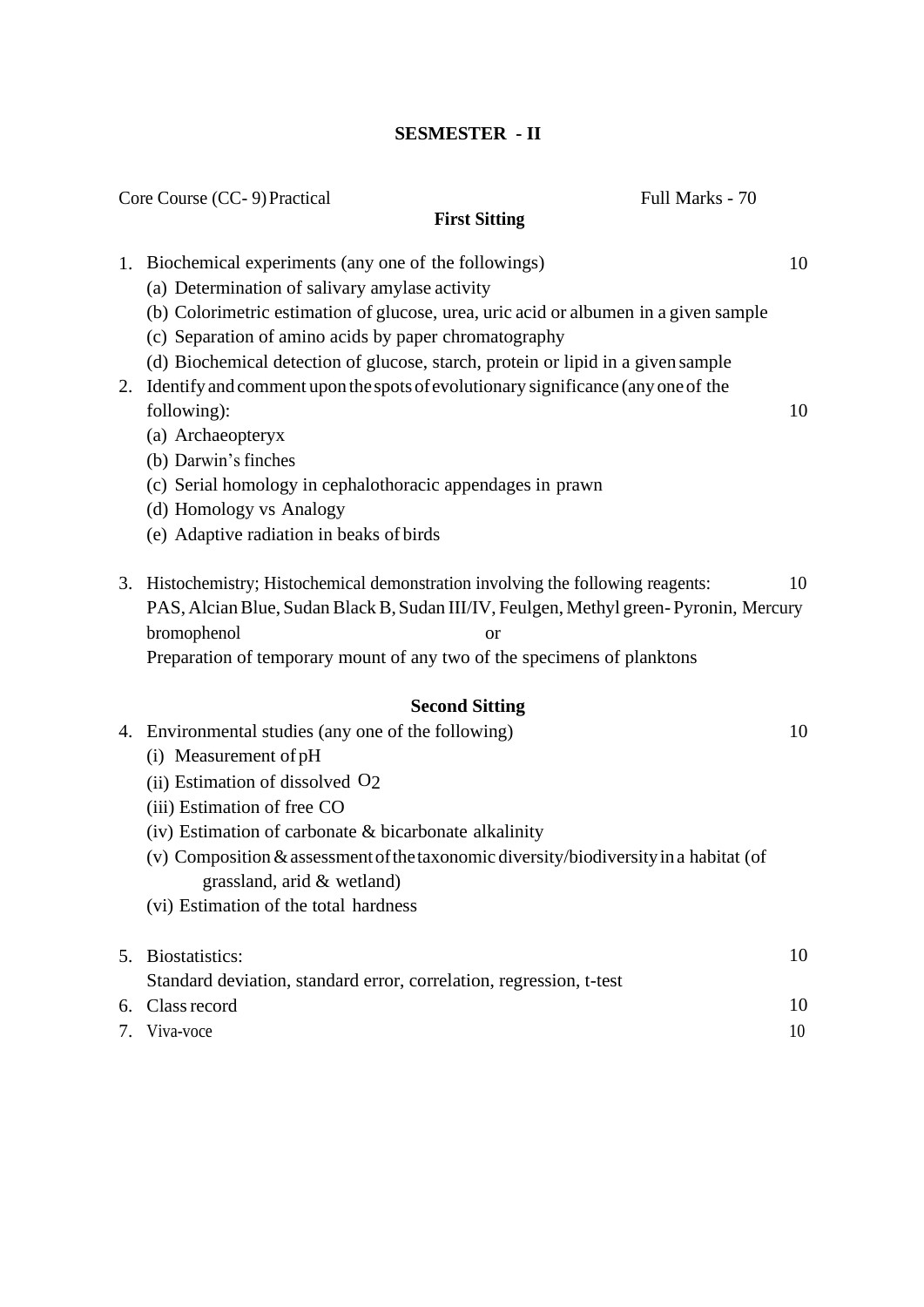## SESMESTER - II

Core Course (CC- 9) Practical — Full Marks - 70

### First Sitting

1. Biochemical experiments (any one of the followings) — 10
   - (a) Determination of salivary amylase activity
   - (b) Colorimetric estimation of glucose, urea, uric acid or albumen in a given sample
   - (c) Separation of amino acids by paper chromatography
   - (d) Biochemical detection of glucose, starch, protein or lipid in a given sample
2. Identify and comment upon the spots of evolutionary significance (any one of the following): — 10
   - (a) Archaeopteryx
   - (b) Darwin's finches
   - (c) Serial homology in cephalothoracic appendages in prawn
   - (d) Homology vs Analogy
   - (e) Adaptive radiation in beaks of birds
3. Histochemistry; Histochemical demonstration involving the following reagents: — 10

   PAS, Alcian Blue, Sudan Black B, Sudan III/IV, Feulgen, Methyl green- Pyronin, Mercury bromophenol

   or

   Preparation of temporary mount of any two of the specimens of planktons

### Second Sitting

4. Environmental studies (any one of the following) — 10
   - (i) Measurement of pH
   - (ii) Estimation of dissolved $O_2$
   - (iii) Estimation of free CO
   - (iv) Estimation of carbonate & bicarbonate alkalinity
   - (v) Composition & assessment of the taxonomic diversity/biodiversity in a habitat (of grassland, arid & wetland)
   - (vi) Estimation of the total hardness
5. Biostatistics: — 10

   Standard deviation, standard error, correlation, regression, t-test
6. Class record — 10
7. Viva-voce — 10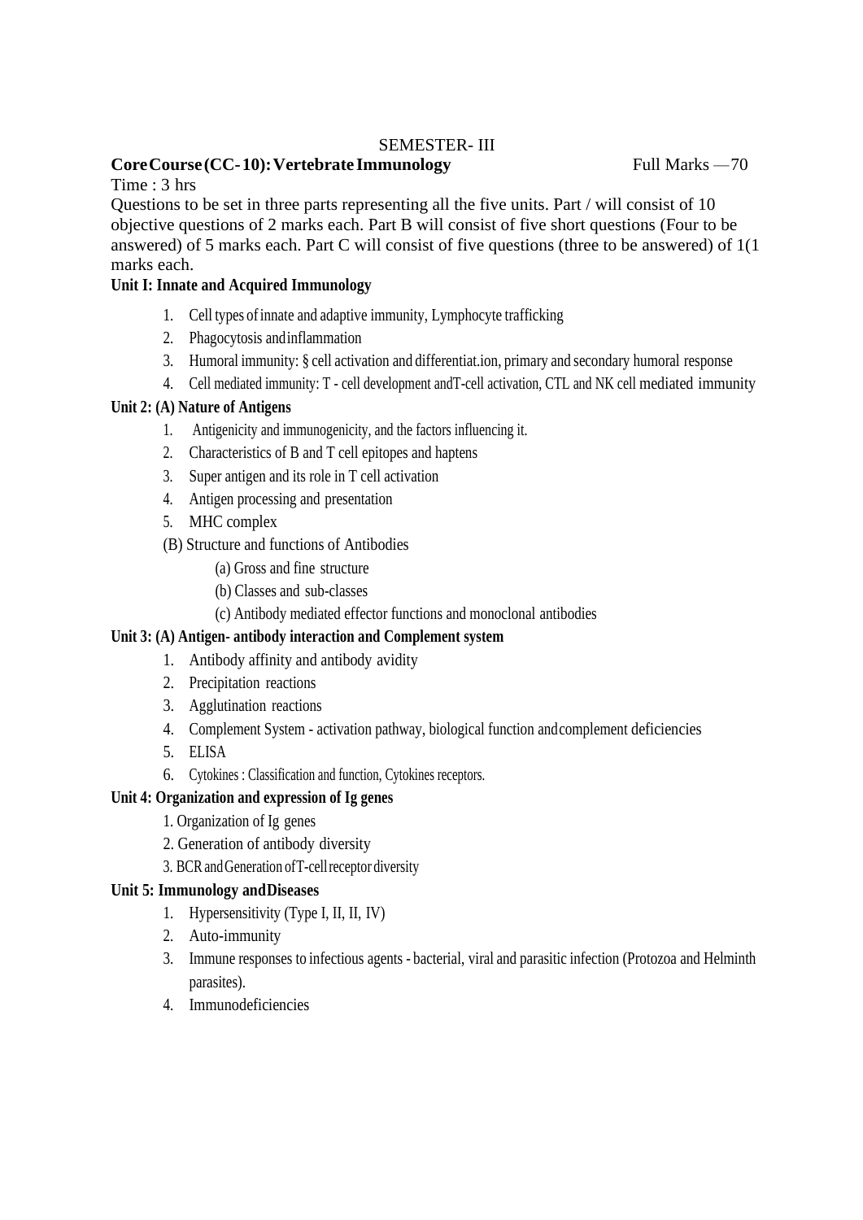SEMESTER- III

**CoreCourse(CC-10):VertebrateImmunology** Full Marks —70

Time : 3 hrs

Questions to be set in three parts representing all the five units. Part / will consist of 10 objective questions of 2 marks each. Part B will consist of five short questions (Four to be answered) of 5 marks each. Part C will consist of five questions (three to be answered) of 1(1 marks each.

**Unit I: Innate and Acquired Immunology**

1. Cell types of innate and adaptive immunity, Lymphocyte trafficking
2. Phagocytosis andinflammation
3. Humoral immunity: § cell activation and differentiat.ion, primary and secondary humoral response
4. Cell mediated immunity: T - cell development andT-cell activation, CTL and NK cell mediated immunity

**Unit 2: (A) Nature of Antigens**

1. Antigenicity and immunogenicity, and the factors influencing it.
2. Characteristics of B and T cell epitopes and haptens
3. Super antigen and its role in T cell activation
4. Antigen processing and presentation
5. MHC complex

(B) Structure and functions of Antibodies

(a) Gross and fine structure

(b) Classes and sub-classes

(c) Antibody mediated effector functions and monoclonal antibodies

**Unit 3: (A) Antigen- antibody interaction and Complement system**

1. Antibody affinity and antibody avidity
2. Precipitation reactions
3. Agglutination reactions
4. Complement System - activation pathway, biological function andcomplement deficiencies
5. ELISA
6. Cytokines : Classification and function, Cytokines receptors.

**Unit 4: Organization and expression of Ig genes**

1. Organization of Ig genes
2. Generation of antibody diversity
3. BCRandGenerationofT-cellreceptordiversity

**Unit 5: Immunology andDiseases**

1. Hypersensitivity (Type I, II, II, IV)
2. Auto-immunity
3. Immune responses to infectious agents - bacterial, viral and parasitic infection (Protozoa and Helminth parasites).
4. Immunodeficiencies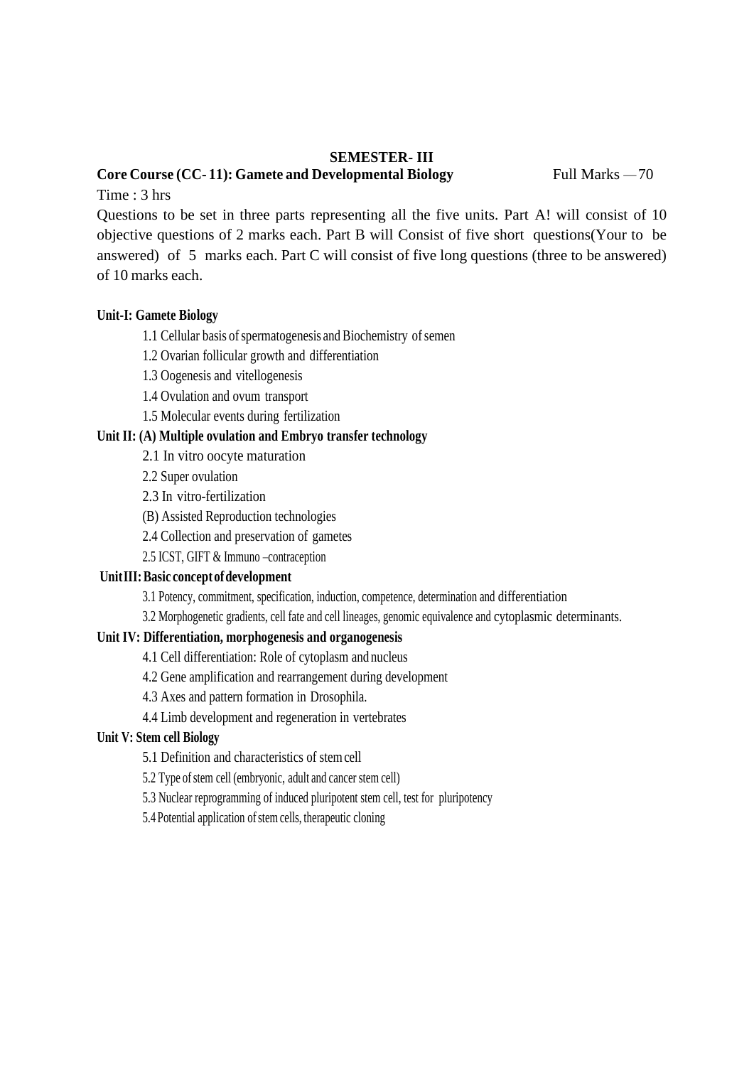## SEMESTER- III

**Core Course (CC- 11): Gamete and Developmental Biology** Full Marks — 70

Time : 3 hrs

Questions to be set in three parts representing all the five units. Part A! will consist of 10 objective questions of 2 marks each. Part B will Consist of five short questions(Your to be answered) of 5 marks each. Part C will consist of five long questions (three to be answered) of 10 marks each.

**Unit-I: Gamete Biology**

1.1 Cellular basis of spermatogenesis and Biochemistry of semen
1.2 Ovarian follicular growth and differentiation
1.3 Oogenesis and vitellogenesis
1.4 Ovulation and ovum transport
1.5 Molecular events during fertilization

**Unit II: (A) Multiple ovulation and Embryo transfer technology**

2.1 In vitro oocyte maturation
2.2 Super ovulation
2.3 In vitro-fertilization
(B) Assisted Reproduction technologies
2.4 Collection and preservation of gametes
2.5 ICST, GIFT & Immuno –contraception

**Unit III: Basic concept of development**

3.1 Potency, commitment, specification, induction, competence, determination and differentiation
3.2 Morphogenetic gradients, cell fate and cell lineages, genomic equivalence and cytoplasmic determinants.

**Unit IV: Differentiation, morphogenesis and organogenesis**

4.1 Cell differentiation: Role of cytoplasm and nucleus
4.2 Gene amplification and rearrangement during development
4.3 Axes and pattern formation in Drosophila.
4.4 Limb development and regeneration in vertebrates

**Unit V: Stem cell Biology**

5.1 Definition and characteristics of stem cell
5.2 Type of stem cell (embryonic, adult and cancer stem cell)
5.3 Nuclear reprogramming of induced pluripotent stem cell, test for pluripotency
5.4 Potential application of stem cells, therapeutic cloning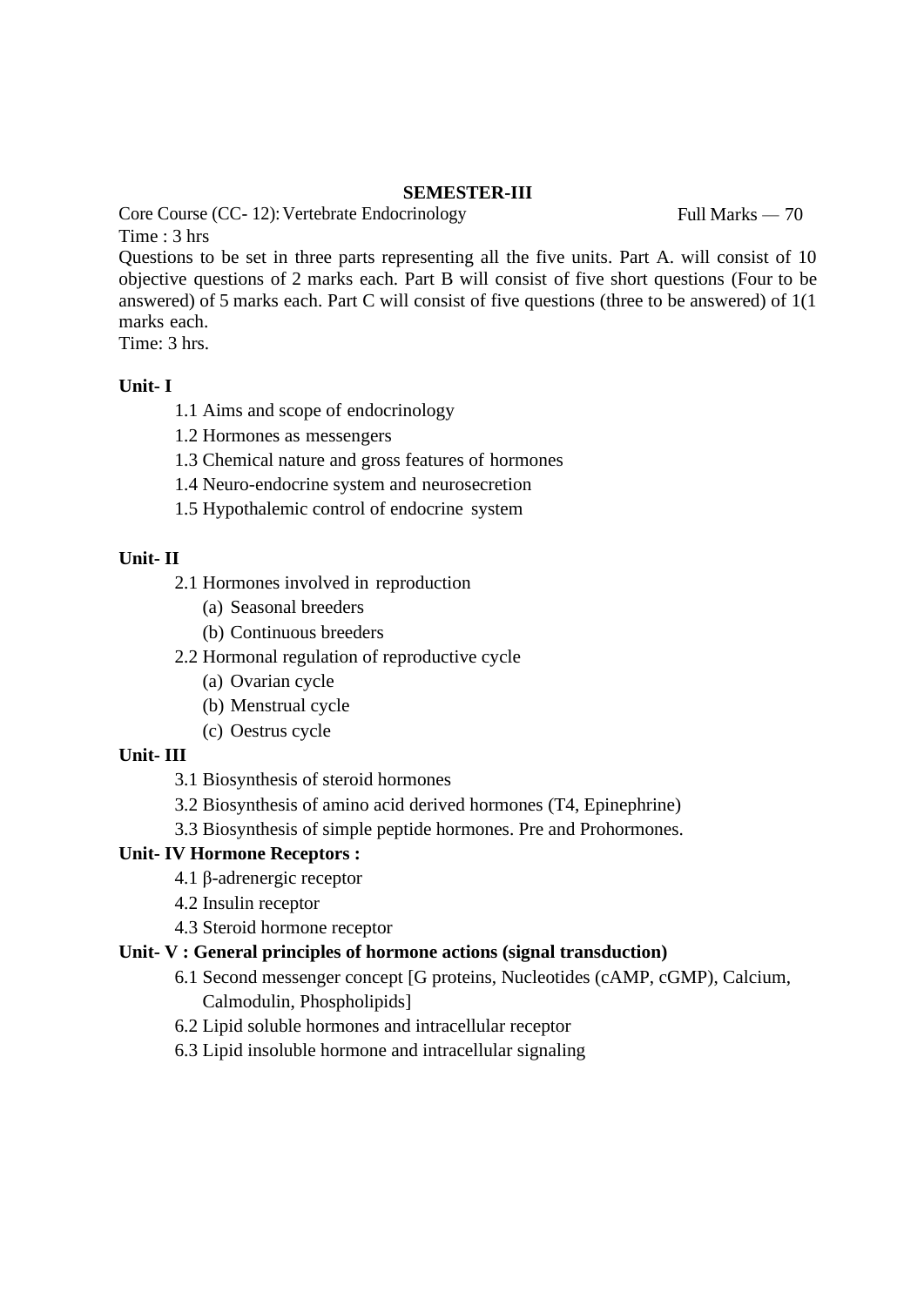**SEMESTER-III**

Core Course (CC- 12): Vertebrate Endocrinology                    Full Marks — 70

Time : 3 hrs

Questions to be set in three parts representing all the five units. Part A. will consist of 10 objective questions of 2 marks each. Part B will consist of five short questions (Four to be answered) of 5 marks each. Part C will consist of five questions (three to be answered) of 1(1 marks each.

Time: 3 hrs.

**Unit- I**

- 1.1 Aims and scope of endocrinology
- 1.2 Hormones as messengers
- 1.3 Chemical nature and gross features of hormones
- 1.4 Neuro-endocrine system and neurosecretion
- 1.5 Hypothalemic control of endocrine system

**Unit- II**

- 2.1 Hormones involved in reproduction
  - (a) Seasonal breeders
  - (b) Continuous breeders
- 2.2 Hormonal regulation of reproductive cycle
  - (a) Ovarian cycle
  - (b) Menstrual cycle
  - (c) Oestrus cycle

**Unit- III**

- 3.1 Biosynthesis of steroid hormones
- 3.2 Biosynthesis of amino acid derived hormones (T4, Epinephrine)
- 3.3 Biosynthesis of simple peptide hormones. Pre and Prohormones.

**Unit- IV Hormone Receptors :**

- 4.1 β-adrenergic receptor
- 4.2 Insulin receptor
- 4.3 Steroid hormone receptor

**Unit- V : General principles of hormone actions (signal transduction)**

- 6.1 Second messenger concept [G proteins, Nucleotides (cAMP, cGMP), Calcium, Calmodulin, Phospholipids]
- 6.2 Lipid soluble hormones and intracellular receptor
- 6.3 Lipid insoluble hormone and intracellular signaling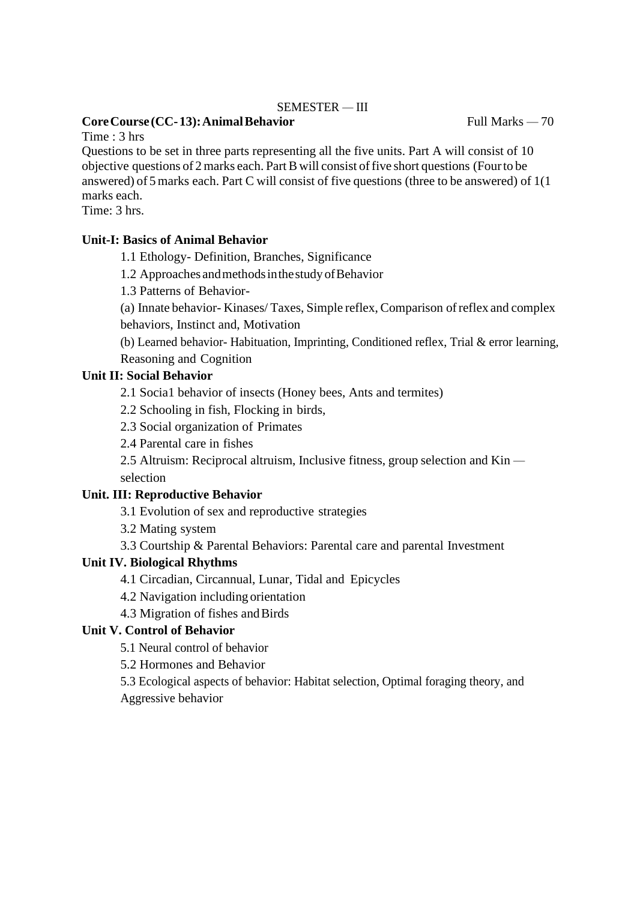SEMESTER — III

**Core Course (CC-13): Animal Behavior** Full Marks — 70

Time : 3 hrs

Questions to be set in three parts representing all the five units. Part A will consist of 10 objective questions of 2 marks each. Part B will consist of five short questions (Four to be answered) of 5 marks each. Part C will consist of five questions (three to be answered) of 1(1 marks each.

Time: 3 hrs.

**Unit-I: Basics of Animal Behavior**

1.1 Ethology- Definition, Branches, Significance

1.2 Approaches and methods in the study of Behavior

1.3 Patterns of Behavior-

(a) Innate behavior- Kinases/ Taxes, Simple reflex, Comparison of reflex and complex behaviors, Instinct and, Motivation

(b) Learned behavior- Habituation, Imprinting, Conditioned reflex, Trial & error learning, Reasoning and Cognition

**Unit II: Social Behavior**

2.1 Socia1 behavior of insects (Honey bees, Ants and termites)

2.2 Schooling in fish, Flocking in birds,

2.3 Social organization of Primates

2.4 Parental care in fishes

2.5 Altruism: Reciprocal altruism, Inclusive fitness, group selection and Kin — selection

**Unit. III: Reproductive Behavior**

3.1 Evolution of sex and reproductive strategies

3.2 Mating system

3.3 Courtship & Parental Behaviors: Parental care and parental Investment

**Unit IV. Biological Rhythms**

4.1 Circadian, Circannual, Lunar, Tidal and Epicycles

4.2 Navigation including orientation

4.3 Migration of fishes and Birds

**Unit V. Control of Behavior**

5.1 Neural control of behavior

5.2 Hormones and Behavior

5.3 Ecological aspects of behavior: Habitat selection, Optimal foraging theory, and Aggressive behavior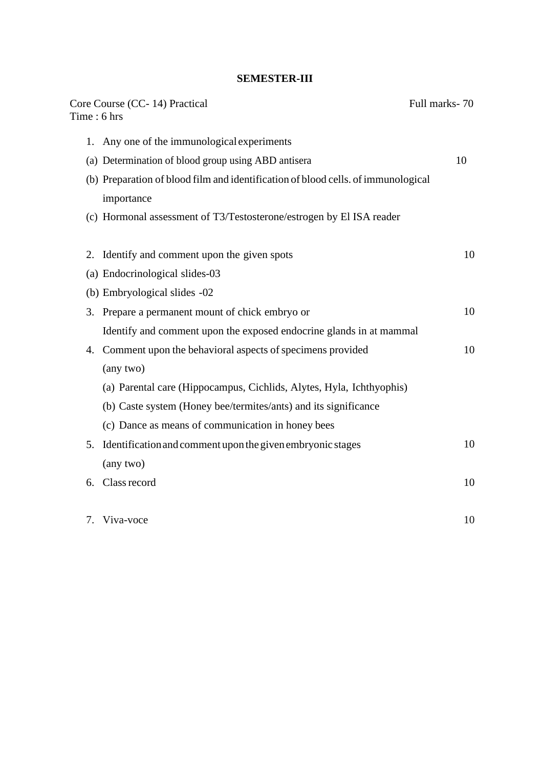**SEMESTER-III**

Core Course (CC- 14) Practical — Full marks- 70

Time : 6 hrs

1. Any one of the immunological experiments
   - (a) Determination of blood group using ABD antisera — 10
   - (b) Preparation of blood film and identification of blood cells. of immunological importance
   - (c) Hormonal assessment of T3/Testosterone/estrogen by El ISA reader

2. Identify and comment upon the given spots — 10
   - (a) Endocrinological slides-03
   - (b) Embryological slides -02

3. Prepare a permanent mount of chick embryo or — 10

   Identify and comment upon the exposed endocrine glands in at mammal

4. Comment upon the behavioral aspects of specimens provided (any two) — 10
   - (a) Parental care (Hippocampus, Cichlids, Alytes, Hyla, Ichthyophis)
   - (b) Caste system (Honey bee/termites/ants) and its significance
   - (c) Dance as means of communication in honey bees

5. Identification and comment upon the given embryonic stages (any two) — 10

6. Class record — 10

7. Viva-voce — 10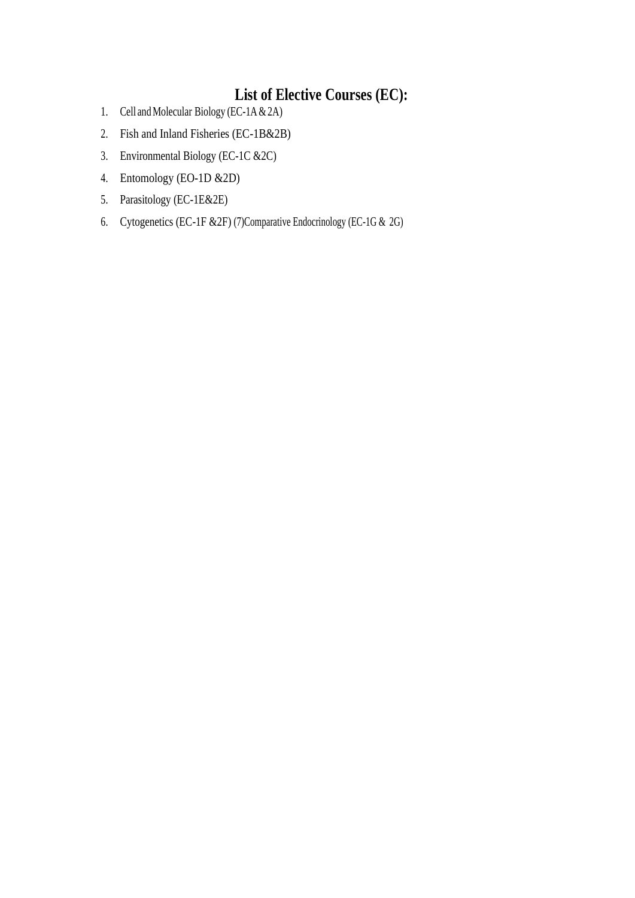## List of Elective Courses (EC):

1. Cell and Molecular Biology (EC-1A & 2A)
2. Fish and Inland Fisheries (EC-1B&2B)
3. Environmental Biology (EC-1C &2C)
4. Entomology (EO-1D &2D)
5. Parasitology (EC-1E&2E)
6. Cytogenetics (EC-1F &2F) (7)Comparative Endocrinology (EC-1G & 2G)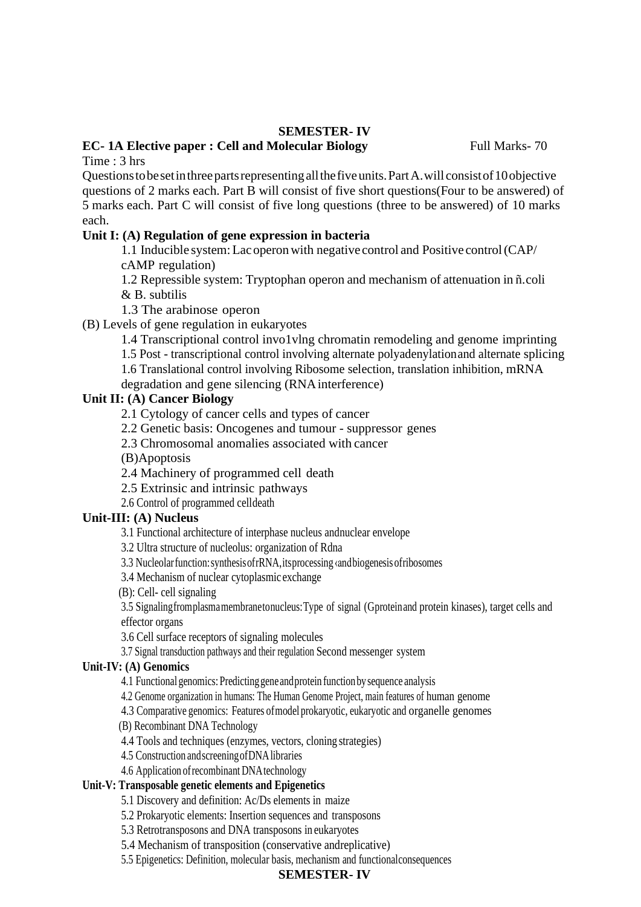**SEMESTER- IV**

**EC- 1A Elective paper : Cell and Molecular Biology** Full Marks- 70

Time : 3 hrs

Questions to be set in three parts representing all the five units. Part A. will consist of 10 objective questions of 2 marks each. Part B will consist of five short questions(Four to be answered) of 5 marks each. Part C will consist of five long questions (three to be answered) of 10 marks each.

**Unit I: (A) Regulation of gene expression in bacteria**

1.1 Inducible system: Lac operon with negative control and Positive control (CAP/ cAMP regulation)

1.2 Repressible system: Tryptophan operon and mechanism of attenuation in ñ.coli & B. subtilis

1.3 The arabinose operon

(B) Levels of gene regulation in eukaryotes

1.4 Transcriptional control invo1vlng chromatin remodeling and genome imprinting

1.5 Post - transcriptional control involving alternate polyadenylation and alternate splicing

1.6 Translational control involving Ribosome selection, translation inhibition, mRNA degradation and gene silencing (RNA interference)

**Unit II: (A) Cancer Biology**

2.1 Cytology of cancer cells and types of cancer

2.2 Genetic basis: Oncogenes and tumour - suppressor genes

2.3 Chromosomal anomalies associated with cancer

(B)Apoptosis

2.4 Machinery of programmed cell death

2.5 Extrinsic and intrinsic pathways

2.6 Control of programmed cell death

**Unit-III: (A) Nucleus**

3.1 Functional architecture of interphase nucleus and nuclear envelope

3.2 Ultra structure of nucleolus: organization of Rdna

3.3 Nucleolar function: synthesis of rRNA, its processing and biogenesis of ribosomes

3.4 Mechanism of nuclear cytoplasmic exchange

(B): Cell- cell signaling

3.5 Signaling from plasma membrane to nucleus: Type of signal (G protein and protein kinases), target cells and effector organs

3.6 Cell surface receptors of signaling molecules

3.7 Signal transduction pathways and their regulation Second messenger system

**Unit-IV: (A) Genomics**

4.1 Functional genomics: Predicting gene and protein function by sequence analysis

4.2 Genome organization in humans: The Human Genome Project, main features of human genome

4.3 Comparative genomics: Features of model prokaryotic, eukaryotic and organelle genomes

(B) Recombinant DNA Technology

4.4 Tools and techniques (enzymes, vectors, cloning strategies)

4.5 Construction and screening of DNA libraries

4.6 Application of recombinant DNA technology

**Unit-V: Transposable genetic elements and Epigenetics**

5.1 Discovery and definition: Ac/Ds elements in maize

5.2 Prokaryotic elements: Insertion sequences and transposons

5.3 Retrotransposons and DNA transposons in eukaryotes

5.4 Mechanism of transposition (conservative and replicative)

5.5 Epigenetics: Definition, molecular basis, mechanism and functional consequences

**SEMESTER- IV**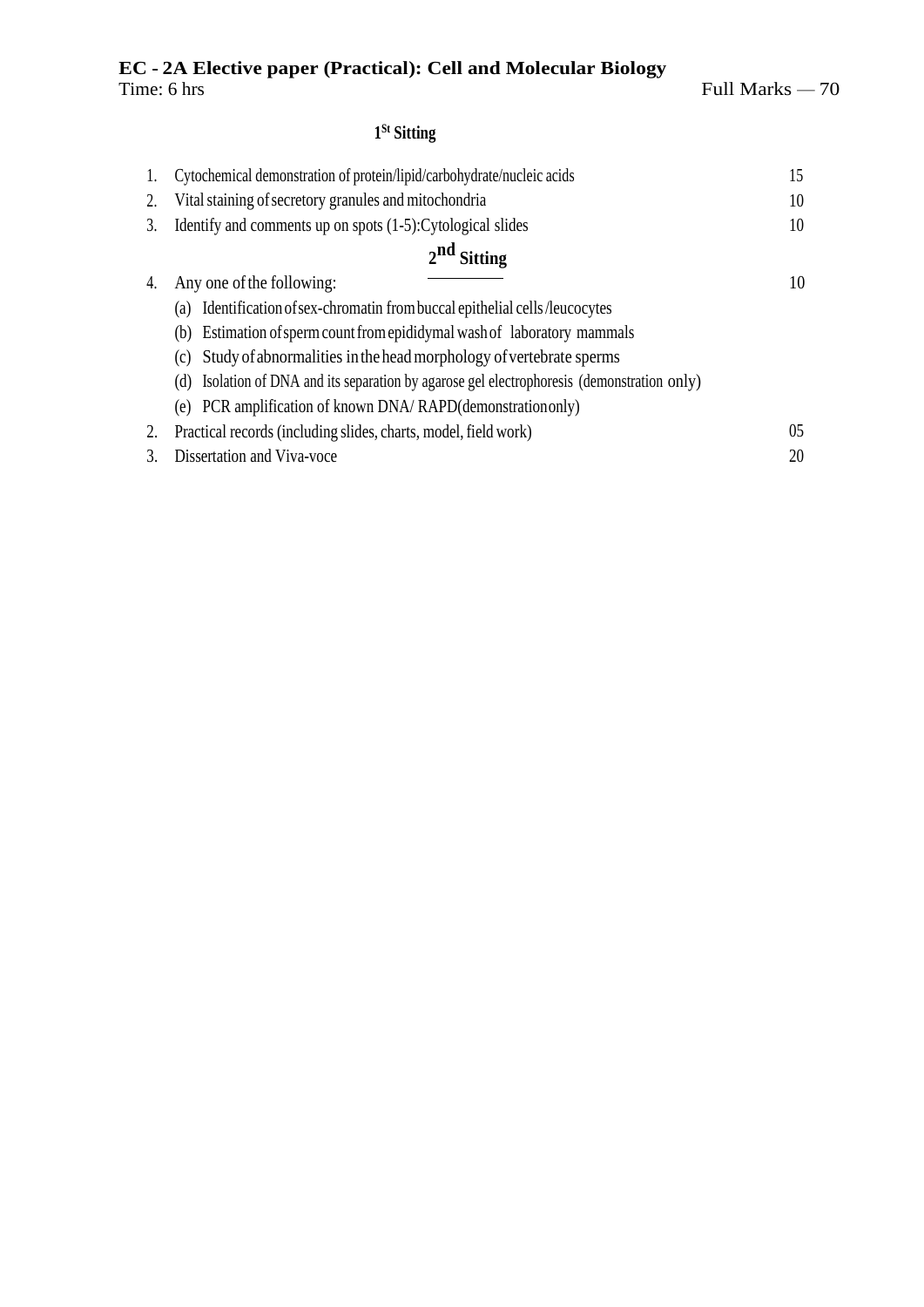**EC - 2A Elective paper (Practical): Cell and Molecular Biology**

Time: 6 hrs | Full Marks — 70

**1st Sitting**

| | | |
|---|---|---|
| 1. | Cytochemical demonstration of protein/lipid/carbohydrate/nucleic acids | 15 |
| 2. | Vital staining of secretory granules and mitochondria | 10 |
| 3. | Identify and comments up on spots (1-5):Cytological slides | 10 |

**2nd Sitting**

4. Any one of the following: 10
   - (a) Identification of sex-chromatin from buccal epithelial cells /leucocytes
   - (b) Estimation of sperm count from epididymal wash of laboratory mammals
   - (c) Study of abnormalities in the head morphology of vertebrate sperms
   - (d) Isolation of DNA and its separation by agarose gel electrophoresis (demonstration only)
   - (e) PCR amplification of known DNA/ RAPD(demonstration only)

2. Practical records (including slides, charts, model, field work) 05

3. Dissertation and Viva-voce 20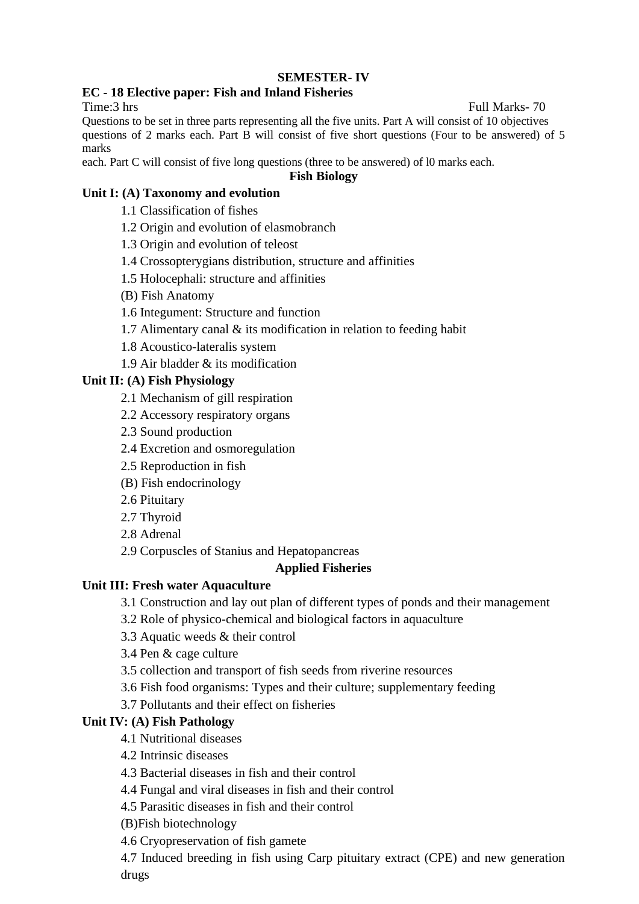**SEMESTER- IV**

**EC - 18 Elective paper: Fish and Inland Fisheries**

Time:3 hrs Full Marks- 70

Questions to be set in three parts representing all the five units. Part A will consist of 10 objectives questions of 2 marks each. Part B will consist of five short questions (Four to be answered) of 5 marks each. Part C will consist of five long questions (three to be answered) of l0 marks each.

**Fish Biology**

**Unit I: (A) Taxonomy and evolution**

1.1 Classification of fishes

1.2 Origin and evolution of elasmobranch

1.3 Origin and evolution of teleost

1.4 Crossopterygians distribution, structure and affinities

1.5 Holocephali: structure and affinities

(B) Fish Anatomy

1.6 Integument: Structure and function

1.7 Alimentary canal & its modification in relation to feeding habit

1.8 Acoustico-lateralis system

1.9 Air bladder & its modification

**Unit II: (A) Fish Physiology**

2.1 Mechanism of gill respiration

2.2 Accessory respiratory organs

2.3 Sound production

2.4 Excretion and osmoregulation

2.5 Reproduction in fish

(B) Fish endocrinology

2.6 Pituitary

2.7 Thyroid

2.8 Adrenal

2.9 Corpuscles of Stanius and Hepatopancreas

**Applied Fisheries**

**Unit III: Fresh water Aquaculture**

3.1 Construction and lay out plan of different types of ponds and their management

3.2 Role of physico-chemical and biological factors in aquaculture

3.3 Aquatic weeds & their control

3.4 Pen & cage culture

3.5 collection and transport of fish seeds from riverine resources

3.6 Fish food organisms: Types and their culture; supplementary feeding

3.7 Pollutants and their effect on fisheries

**Unit IV: (A) Fish Pathology**

4.1 Nutritional diseases

4.2 Intrinsic diseases

4.3 Bacterial diseases in fish and their control

4.4 Fungal and viral diseases in fish and their control

4.5 Parasitic diseases in fish and their control

(B)Fish biotechnology

4.6 Cryopreservation of fish gamete

4.7 Induced breeding in fish using Carp pituitary extract (CPE) and new generation drugs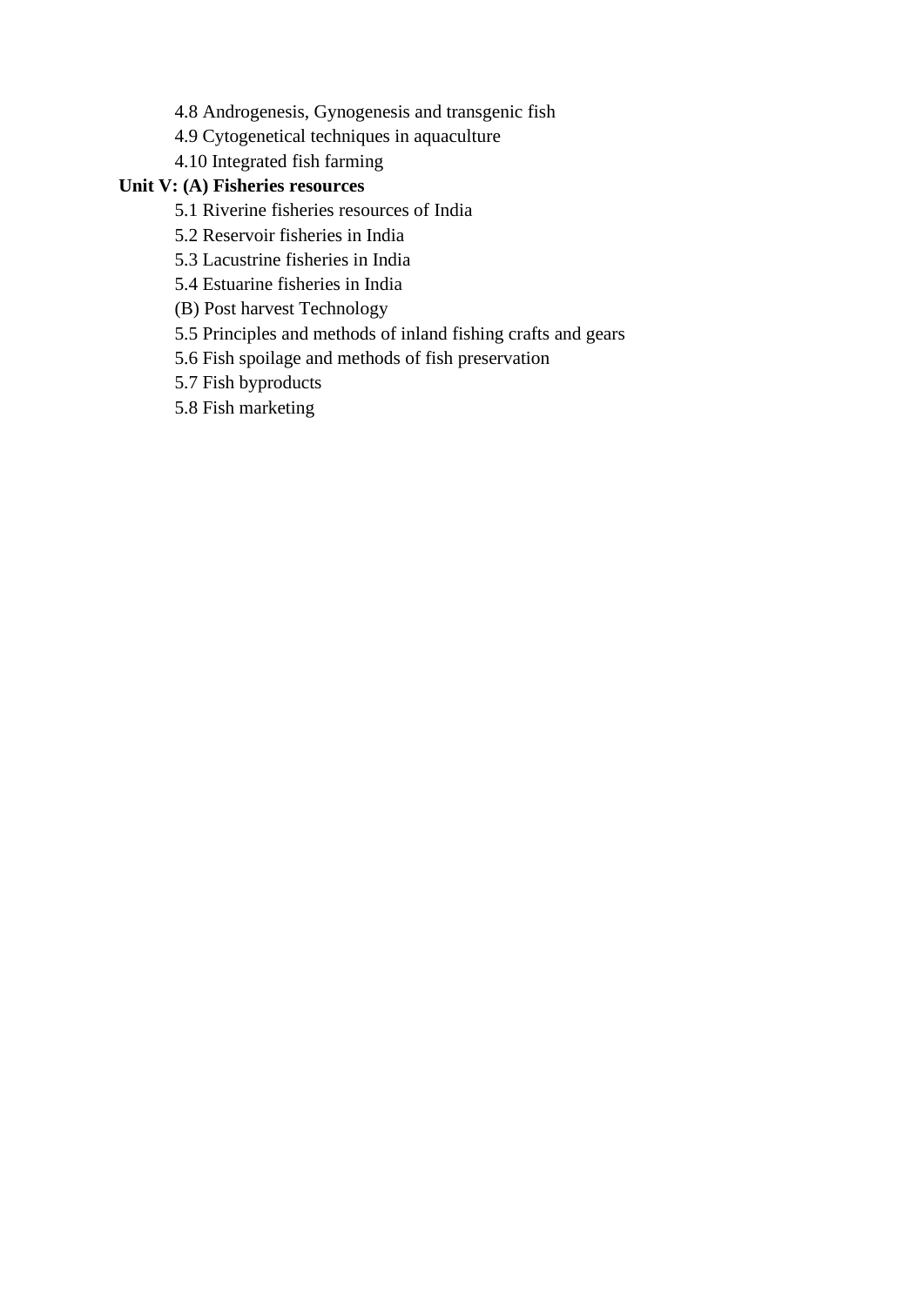4.8 Androgenesis, Gynogenesis and transgenic fish

4.9 Cytogenetical techniques in aquaculture

4.10 Integrated fish farming

**Unit V: (A) Fisheries resources**

5.1 Riverine fisheries resources of India

5.2 Reservoir fisheries in India

5.3 Lacustrine fisheries in India

5.4 Estuarine fisheries in India

(B) Post harvest Technology

5.5 Principles and methods of inland fishing crafts and gears

5.6 Fish spoilage and methods of fish preservation

5.7 Fish byproducts

5.8 Fish marketing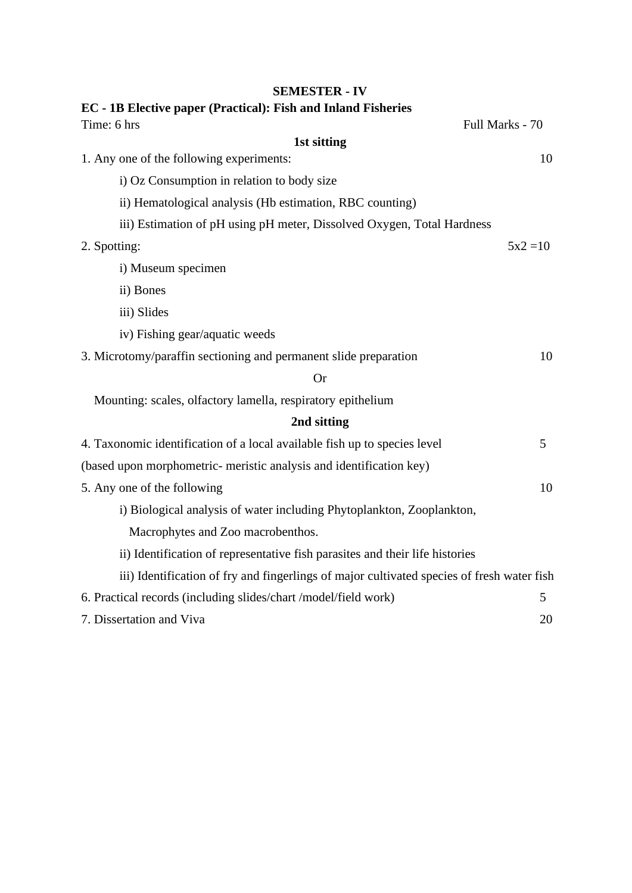**SEMESTER - IV**

**EC - 1B Elective paper (Practical): Fish and Inland Fisheries**

Time: 6 hrs Full Marks - 70

**1st sitting**

1. Any one of the following experiments: 10
   - i) Oz Consumption in relation to body size
   - ii) Hematological analysis (Hb estimation, RBC counting)
   - iii) Estimation of pH using pH meter, Dissolved Oxygen, Total Hardness
2. Spotting: 5x2 =10
   - i) Museum specimen
   - ii) Bones
   - iii) Slides
   - iv) Fishing gear/aquatic weeds
3. Microtomy/paraffin sectioning and permanent slide preparation 10

   Or

   Mounting: scales, olfactory lamella, respiratory epithelium

**2nd sitting**

4. Taxonomic identification of a local available fish up to species level 5
   (based upon morphometric- meristic analysis and identification key)
5. Any one of the following 10
   - i) Biological analysis of water including Phytoplankton, Zooplankton, Macrophytes and Zoo macrobenthos.
   - ii) Identification of representative fish parasites and their life histories
   - iii) Identification of fry and fingerlings of major cultivated species of fresh water fish
6. Practical records (including slides/chart /model/field work) 5
7. Dissertation and Viva 20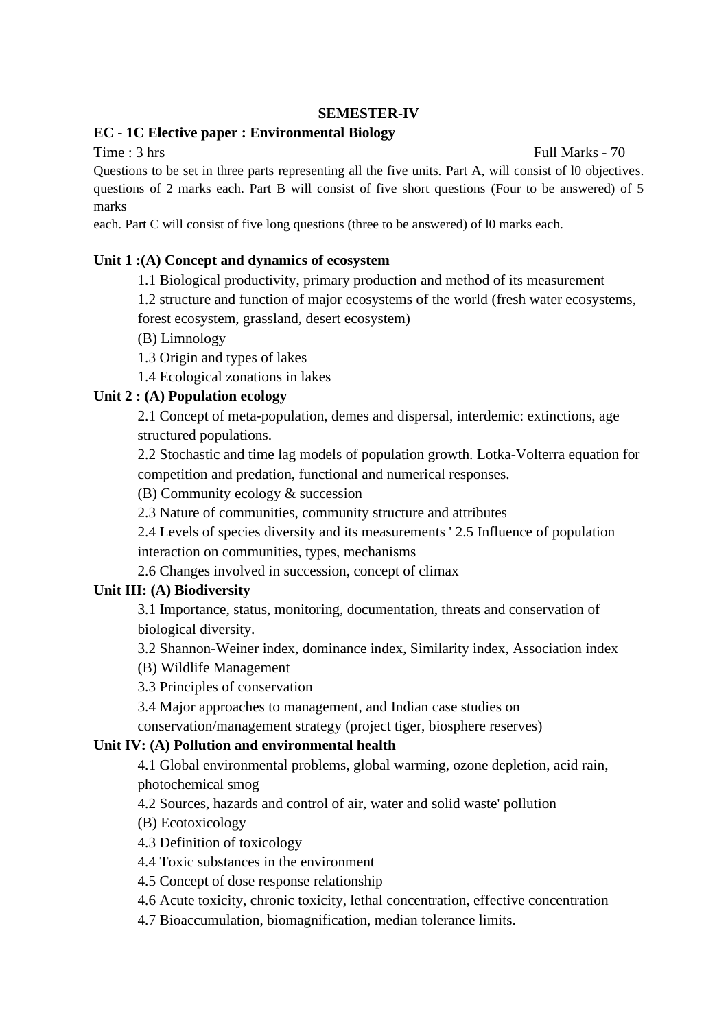**SEMESTER-IV**

**EC - 1C Elective paper : Environmental Biology**

Time : 3 hrs Full Marks - 70

Questions to be set in three parts representing all the five units. Part A, will consist of l0 objectives. questions of 2 marks each. Part B will consist of five short questions (Four to be answered) of 5 marks

each. Part C will consist of five long questions (three to be answered) of l0 marks each.

**Unit 1 :(A) Concept and dynamics of ecosystem**

1.1 Biological productivity, primary production and method of its measurement

1.2 structure and function of major ecosystems of the world (fresh water ecosystems, forest ecosystem, grassland, desert ecosystem)

(B) Limnology

1.3 Origin and types of lakes

1.4 Ecological zonations in lakes

**Unit 2 : (A) Population ecology**

2.1 Concept of meta-population, demes and dispersal, interdemic: extinctions, age structured populations.

2.2 Stochastic and time lag models of population growth. Lotka-Volterra equation for competition and predation, functional and numerical responses.

(B) Community ecology & succession

2.3 Nature of communities, community structure and attributes

2.4 Levels of species diversity and its measurements ' 2.5 Influence of population interaction on communities, types, mechanisms

2.6 Changes involved in succession, concept of climax

**Unit III: (A) Biodiversity**

3.1 Importance, status, monitoring, documentation, threats and conservation of biological diversity.

3.2 Shannon-Weiner index, dominance index, Similarity index, Association index

(B) Wildlife Management

3.3 Principles of conservation

3.4 Major approaches to management, and Indian case studies on conservation/management strategy (project tiger, biosphere reserves)

**Unit IV: (A) Pollution and environmental health**

4.1 Global environmental problems, global warming, ozone depletion, acid rain, photochemical smog

4.2 Sources, hazards and control of air, water and solid waste' pollution

(B) Ecotoxicology

4.3 Definition of toxicology

4.4 Toxic substances in the environment

4.5 Concept of dose response relationship

4.6 Acute toxicity, chronic toxicity, lethal concentration, effective concentration

4.7 Bioaccumulation, biomagnification, median tolerance limits.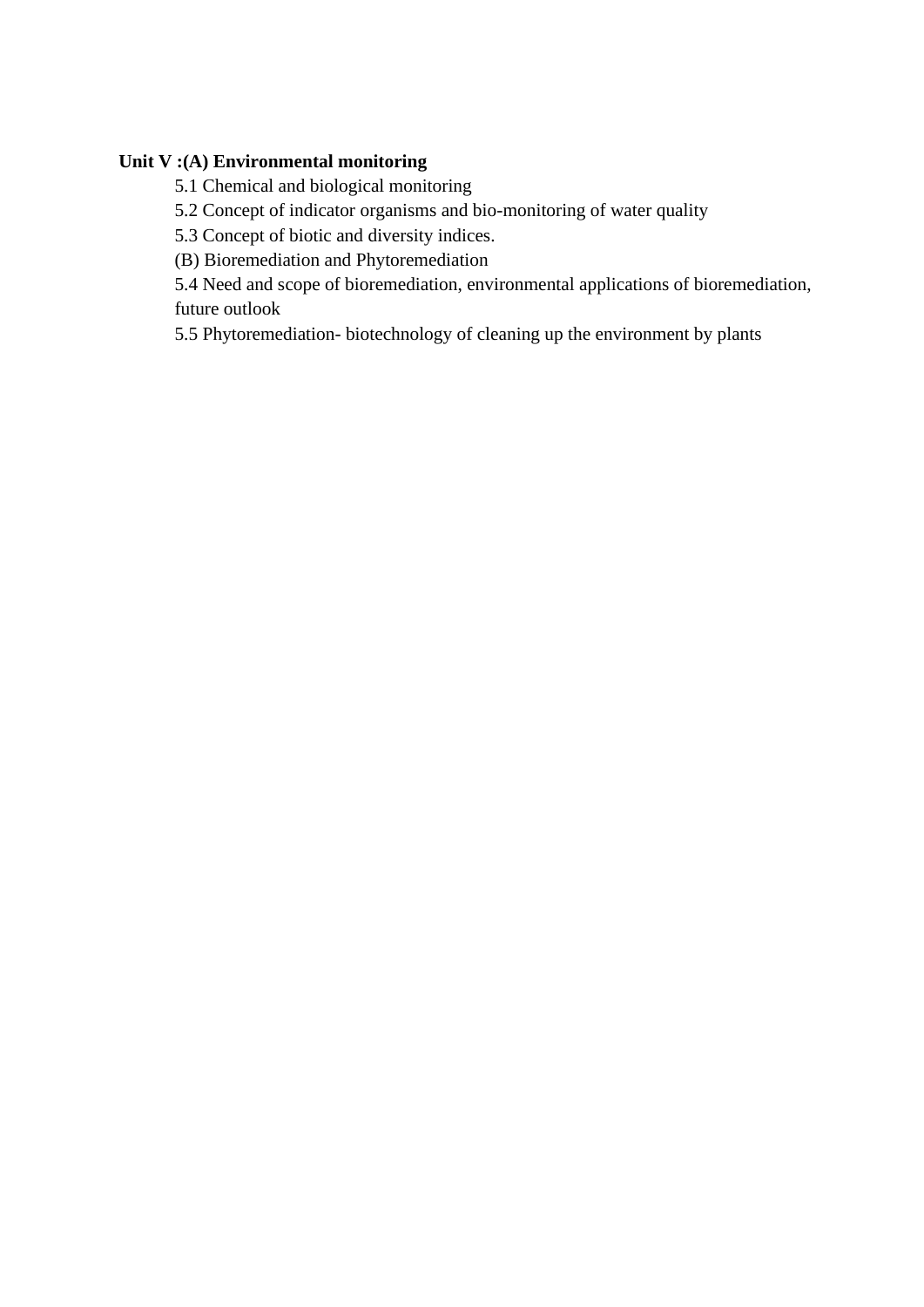**Unit V :(A) Environmental monitoring**

5.1 Chemical and biological monitoring

5.2 Concept of indicator organisms and bio-monitoring of water quality

5.3 Concept of biotic and diversity indices.

(B) Bioremediation and Phytoremediation

5.4 Need and scope of bioremediation, environmental applications of bioremediation, future outlook

5.5 Phytoremediation- biotechnology of cleaning up the environment by plants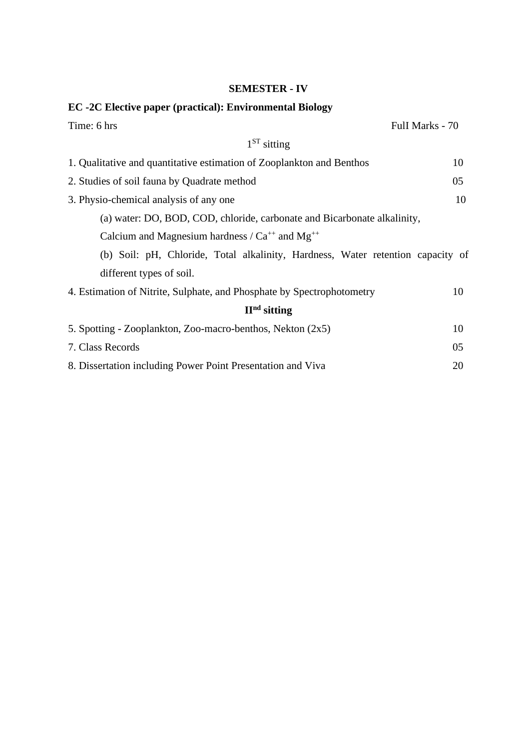**SEMESTER - IV**

**EC -2C Elective paper (practical): Environmental Biology**

Time: 6 hrs FulI Marks - 70

1ST sitting

1. Qualitative and quantitative estimation of Zooplankton and Benthos 10
2. Studies of soil fauna by Quadrate method 05
3. Physio-chemical analysis of any one 10

   (a) water: DO, BOD, COD, chloride, carbonate and Bicarbonate alkalinity, Calcium and Magnesium hardness / $Ca^{++}$ and $Mg^{++}$

   (b) Soil: pH, Chloride, Total alkalinity, Hardness, Water retention capacity of different types of soil.

4. Estimation of Nitrite, Sulphate, and Phosphate by Spectrophotometry 10

**IInd sitting**

5. Spotting - Zooplankton, Zoo-macro-benthos, Nekton (2x5) 10

7. Class Records 05

8. Dissertation including Power Point Presentation and Viva 20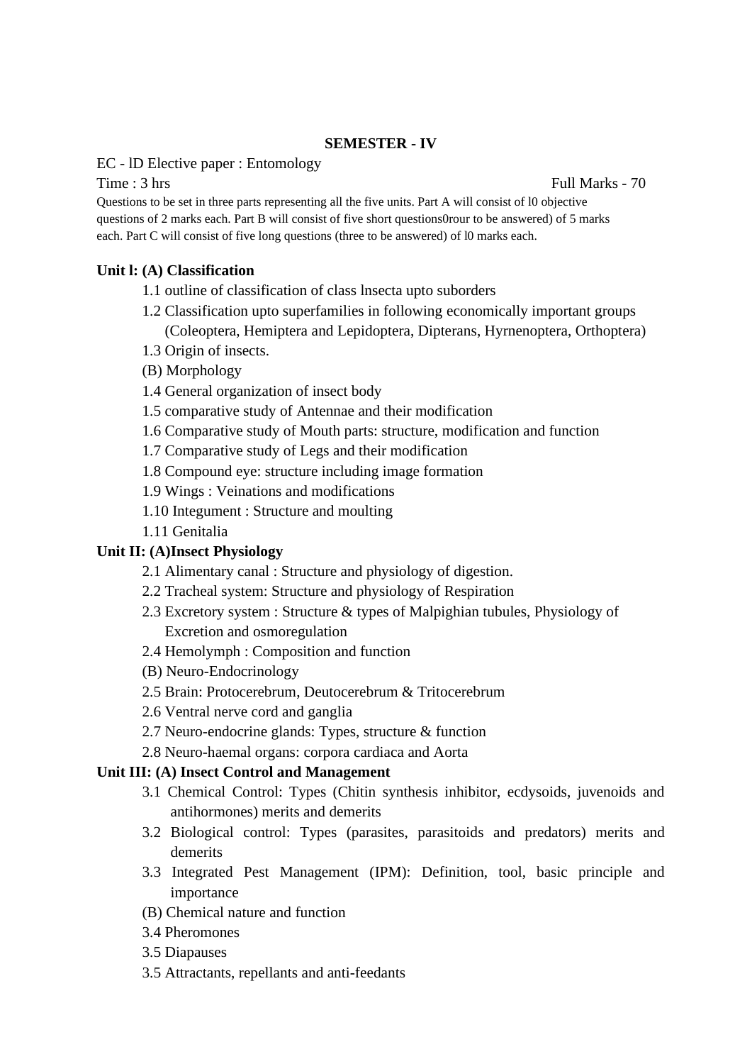**SEMESTER - IV**

EC - lD Elective paper : Entomology

Time : 3 hrs Full Marks - 70

Questions to be set in three parts representing all the five units. Part A will consist of l0 objective questions of 2 marks each. Part B will consist of five short questions0rour to be answered) of 5 marks each. Part C will consist of five long questions (three to be answered) of l0 marks each.

**Unit l: (A) Classification**

1.1 outline of classification of class lnsecta upto suborders

1.2 Classification upto superfamilies in following economically important groups (Coleoptera, Hemiptera and Lepidoptera, Dipterans, Hyrnenoptera, Orthoptera)

1.3 Origin of insects.

(B) Morphology

1.4 General organization of insect body

1.5 comparative study of Antennae and their modification

1.6 Comparative study of Mouth parts: structure, modification and function

1.7 Comparative study of Legs and their modification

1.8 Compound eye: structure including image formation

1.9 Wings : Veinations and modifications

1.10 Integument : Structure and moulting

1.11 Genitalia

**Unit II: (A)Insect Physiology**

2.1 Alimentary canal : Structure and physiology of digestion.

2.2 Tracheal system: Structure and physiology of Respiration

2.3 Excretory system : Structure & types of Malpighian tubules, Physiology of Excretion and osmoregulation

2.4 Hemolymph : Composition and function

(B) Neuro-Endocrinology

2.5 Brain: Protocerebrum, Deutocerebrum & Tritocerebrum

2.6 Ventral nerve cord and ganglia

2.7 Neuro-endocrine glands: Types, structure & function

2.8 Neuro-haemal organs: corpora cardiaca and Aorta

**Unit III: (A) Insect Control and Management**

3.1 Chemical Control: Types (Chitin synthesis inhibitor, ecdysoids, juvenoids and antihormones) merits and demerits

3.2 Biological control: Types (parasites, parasitoids and predators) merits and demerits

3.3 Integrated Pest Management (IPM): Definition, tool, basic principle and importance

(B) Chemical nature and function

3.4 Pheromones

3.5 Diapauses

3.5 Attractants, repellants and anti-feedants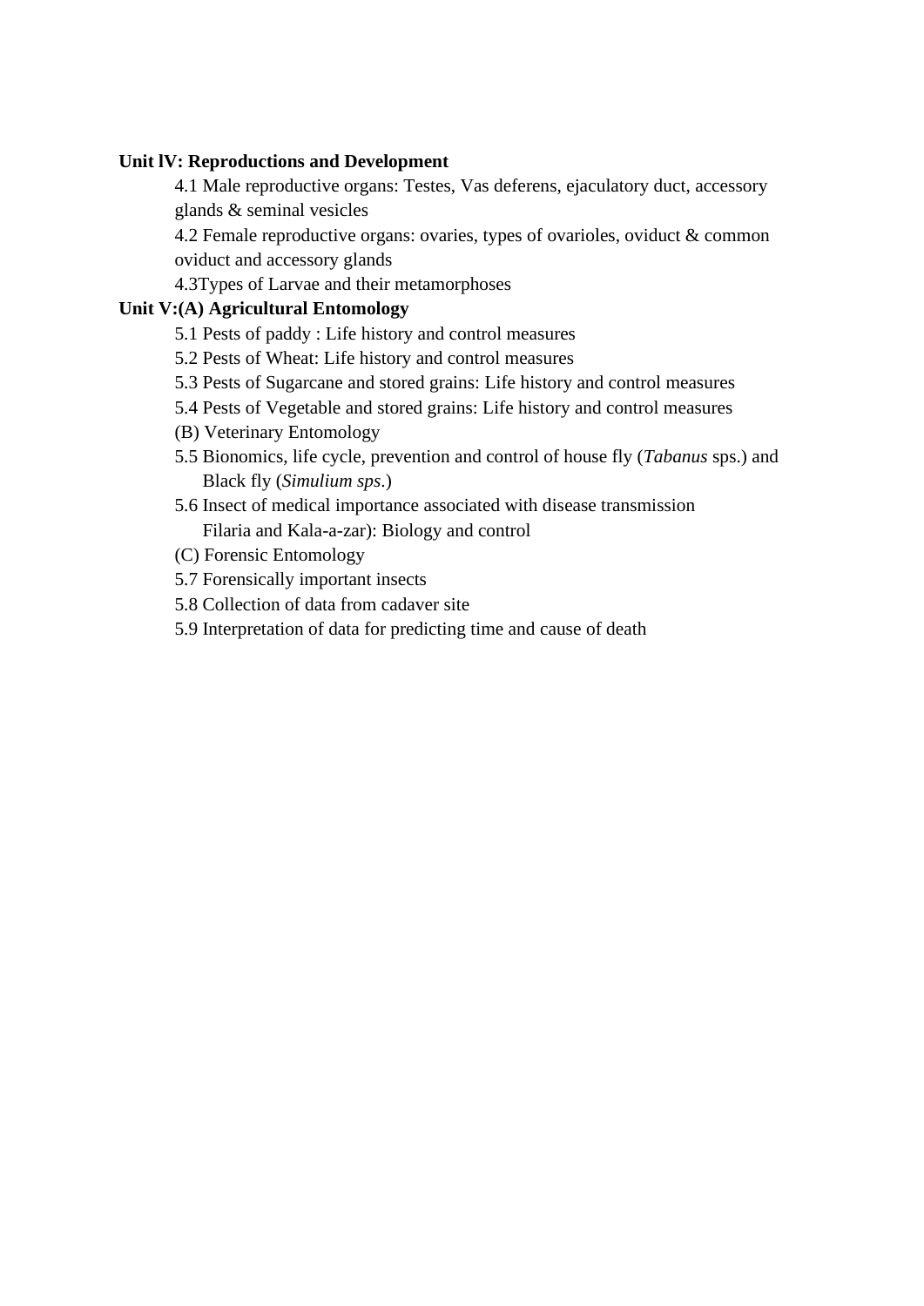**Unit lV: Reproductions and Development**

4.1 Male reproductive organs: Testes, Vas deferens, ejaculatory duct, accessory glands & seminal vesicles

4.2 Female reproductive organs: ovaries, types of ovarioles, oviduct & common oviduct and accessory glands

4.3Types of Larvae and their metamorphoses

**Unit V:(A) Agricultural Entomology**

5.1 Pests of paddy : Life history and control measures

5.2 Pests of Wheat: Life history and control measures

5.3 Pests of Sugarcane and stored grains: Life history and control measures

5.4 Pests of Vegetable and stored grains: Life history and control measures

(B) Veterinary Entomology

5.5 Bionomics, life cycle, prevention and control of house fly (*Tabanus* sps.) and Black fly (*Simulium sps*.)

5.6 Insect of medical importance associated with disease transmission Filaria and Kala-a-zar): Biology and control

(C) Forensic Entomology

5.7 Forensically important insects

5.8 Collection of data from cadaver site

5.9 Interpretation of data for predicting time and cause of death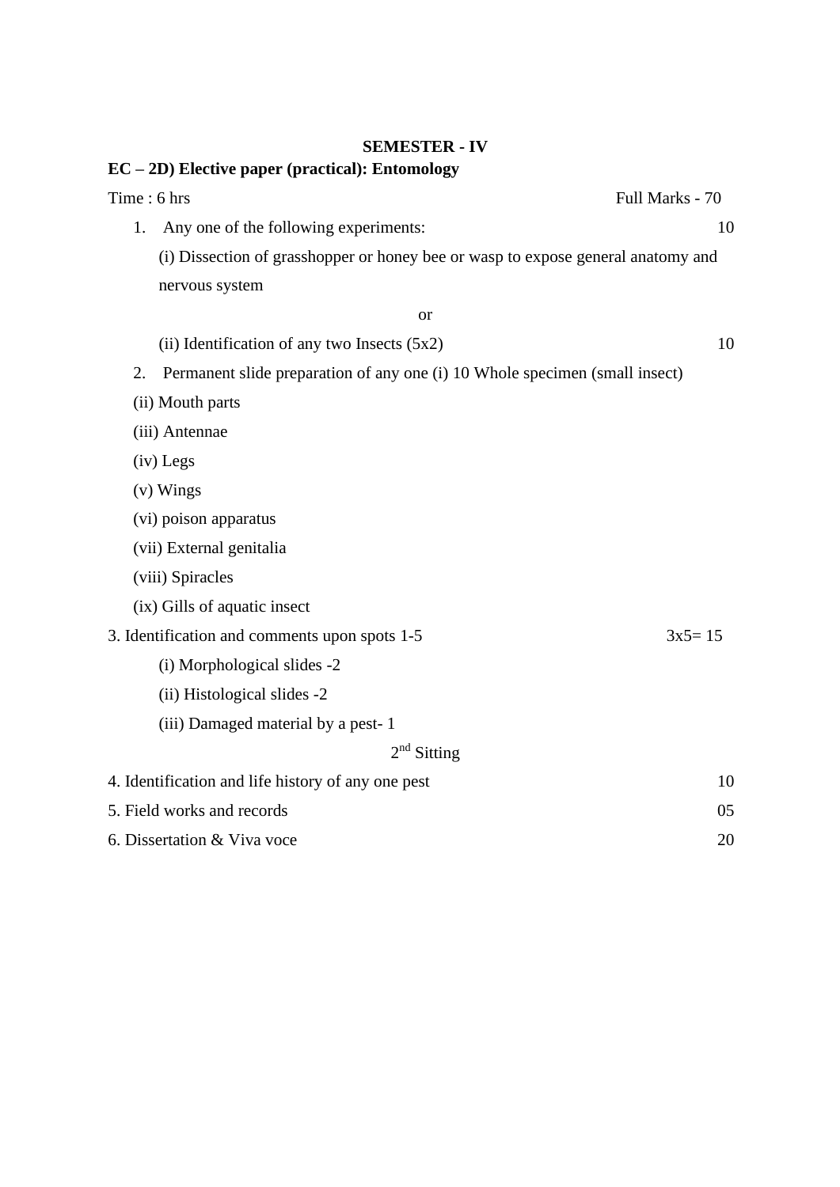**SEMESTER - IV**

**EC – 2D) Elective paper (practical): Entomology**

Time : 6 hrs Full Marks - 70

1. Any one of the following experiments: 10

   (i) Dissection of grasshopper or honey bee or wasp to expose general anatomy and nervous system

   or

   (ii) Identification of any two Insects (5x2) 10

2. Permanent slide preparation of any one (i) 10 Whole specimen (small insect)

   (ii) Mouth parts

   (iii) Antennae

   (iv) Legs

   (v) Wings

   (vi) poison apparatus

   (vii) External genitalia

   (viii) Spiracles

   (ix) Gills of aquatic insect

3. Identification and comments upon spots 1-5 3x5= 15

   (i) Morphological slides -2

   (ii) Histological slides -2

   (iii) Damaged material by a pest- 1

2nd Sitting

4. Identification and life history of any one pest 10

5. Field works and records 05

6. Dissertation & Viva voce 20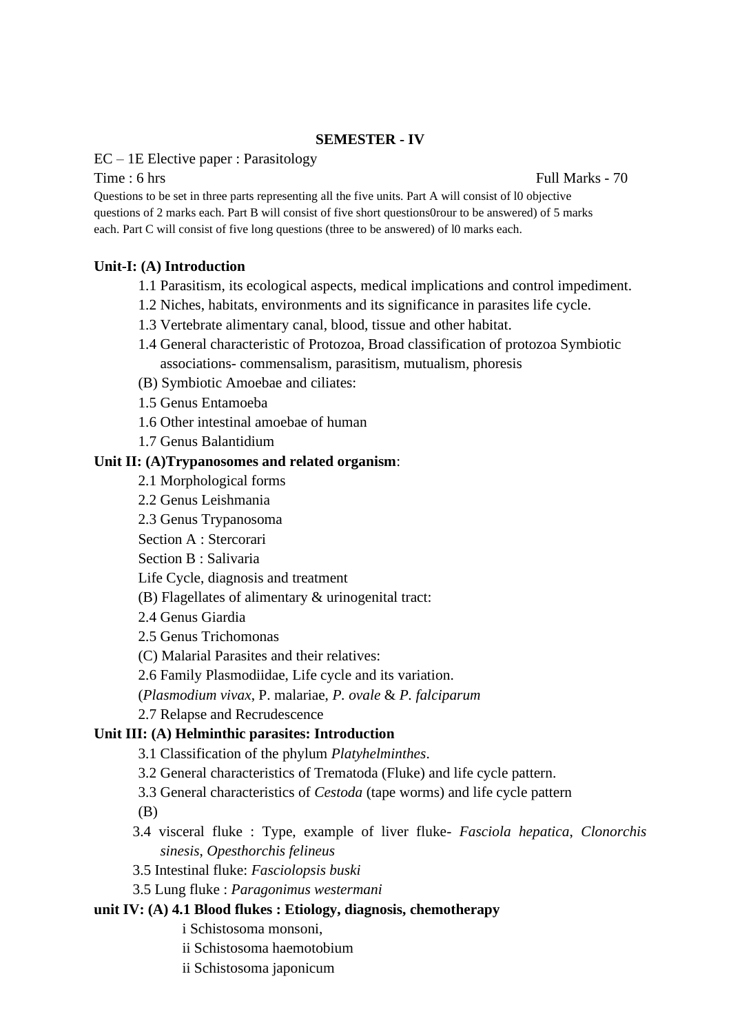**SEMESTER - IV**

EC – 1E Elective paper : Parasitology

Time : 6 hrs Full Marks - 70

Questions to be set in three parts representing all the five units. Part A will consist of l0 objective questions of 2 marks each. Part B will consist of five short questions0rour to be answered) of 5 marks each. Part C will consist of five long questions (three to be answered) of l0 marks each.

**Unit-I: (A) Introduction**

1.1 Parasitism, its ecological aspects, medical implications and control impediment.

1.2 Niches, habitats, environments and its significance in parasites life cycle.

1.3 Vertebrate alimentary canal, blood, tissue and other habitat.

1.4 General characteristic of Protozoa, Broad classification of protozoa Symbiotic associations- commensalism, parasitism, mutualism, phoresis

(B) Symbiotic Amoebae and ciliates:

1.5 Genus Entamoeba

1.6 Other intestinal amoebae of human

1.7 Genus Balantidium

**Unit II: (A)Trypanosomes and related organism**:

2.1 Morphological forms

2.2 Genus Leishmania

2.3 Genus Trypanosoma

Section A : Stercorari

Section B : Salivaria

Life Cycle, diagnosis and treatment

(B) Flagellates of alimentary & urinogenital tract:

2.4 Genus Giardia

2.5 Genus Trichomonas

(C) Malarial Parasites and their relatives:

2.6 Family Plasmodiidae, Life cycle and its variation.

(*Plasmodium vivax*, P. malariae, *P. ovale* & *P. falciparum*

2.7 Relapse and Recrudescence

**Unit III: (A) Helminthic parasites: Introduction**

3.1 Classification of the phylum *Platyhelminthes*.

3.2 General characteristics of Trematoda (Fluke) and life cycle pattern.

3.3 General characteristics of *Cestoda* (tape worms) and life cycle pattern

(B)

3.4 visceral fluke : Type, example of liver fluke- *Fasciola hepatica*, *Clonorchis sinesis*, *Opesthorchis felineus*

3.5 Intestinal fluke: *Fasciolopsis buski*

3.5 Lung fluke : *Paragonimus westermani*

**unit IV: (A) 4.1 Blood flukes : Etiology, diagnosis, chemotherapy**

i Schistosoma monsoni,

ii Schistosoma haemotobium

ii Schistosoma japonicum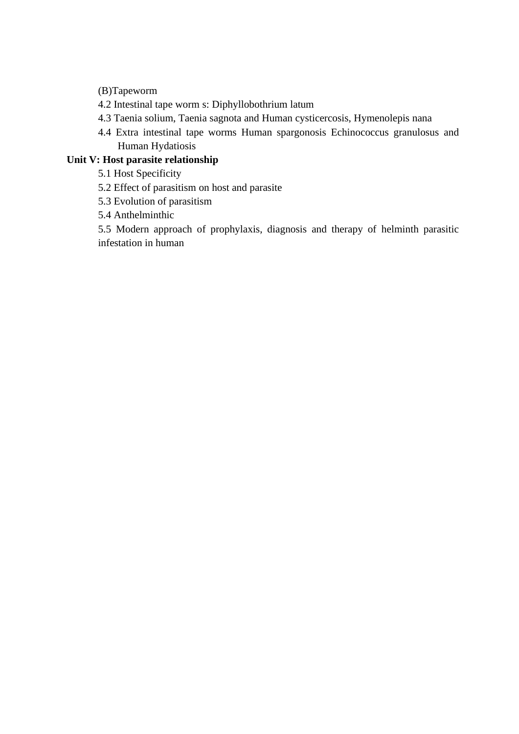(B)Tapeworm

4.2 Intestinal tape worm s: Diphyllobothrium latum

4.3 Taenia solium, Taenia sagnota and Human cysticercosis, Hymenolepis nana

4.4 Extra intestinal tape worms Human spargonosis Echinococcus granulosus and Human Hydatiosis

**Unit V: Host parasite relationship**

5.1 Host Specificity

5.2 Effect of parasitism on host and parasite

5.3 Evolution of parasitism

5.4 Anthelminthic

5.5 Modern approach of prophylaxis, diagnosis and therapy of helminth parasitic infestation in human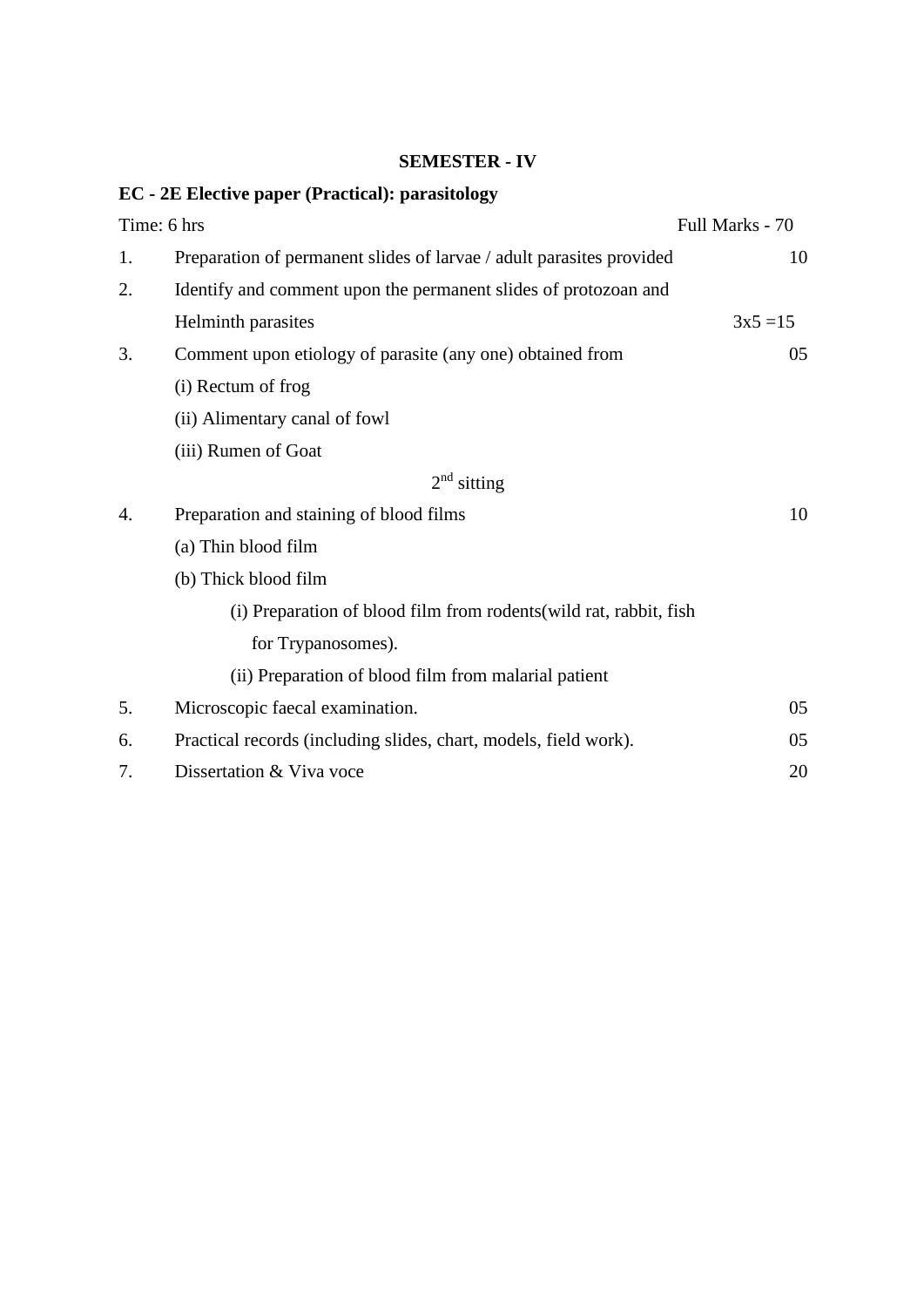**SEMESTER - IV**

**EC - 2E Elective paper (Practical): parasitology**

Time: 6 hrs Full Marks - 70

1. Preparation of permanent slides of larvae / adult parasites provided 10
2. Identify and comment upon the permanent slides of protozoan and Helminth parasites 3x5 =15
3. Comment upon etiology of parasite (any one) obtained from 05
   (i) Rectum of frog
   (ii) Alimentary canal of fowl
   (iii) Rumen of Goat

2nd sitting

4. Preparation and staining of blood films 10
   (a) Thin blood film
   (b) Thick blood film
      (i) Preparation of blood film from rodents(wild rat, rabbit, fish for Trypanosomes).
      (ii) Preparation of blood film from malarial patient
5. Microscopic faecal examination. 05
6. Practical records (including slides, chart, models, field work). 05
7. Dissertation & Viva voce 20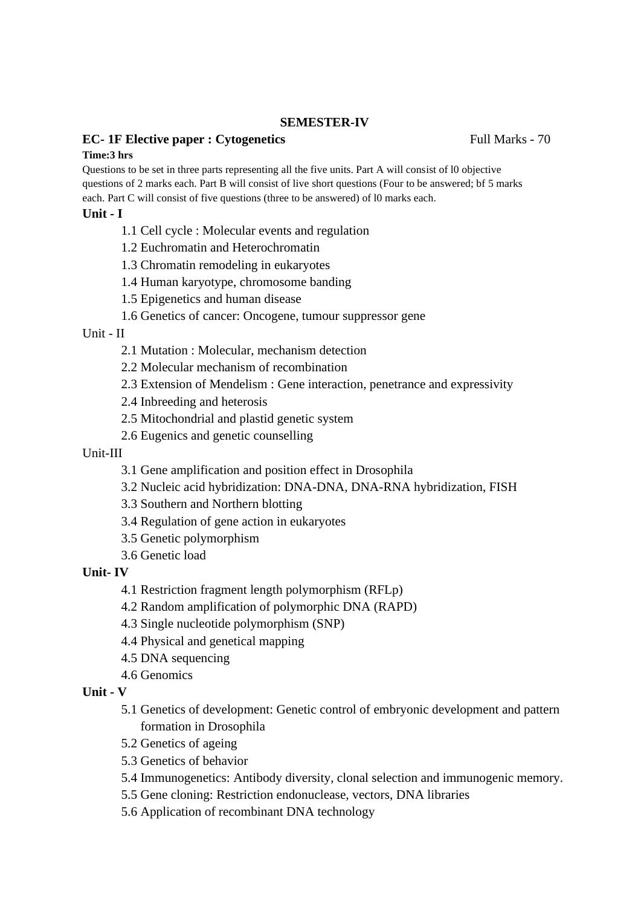**SEMESTER-IV**

**EC- 1F Elective paper : Cytogenetics** Full Marks - 70

**Time:3 hrs**

Questions to be set in three parts representing all the five units. Part A will consist of l0 objective questions of 2 marks each. Part B will consist of live short questions (Four to be answered; bf 5 marks each. Part C will consist of five questions (three to be answered) of l0 marks each.

**Unit - I**

- 1.1 Cell cycle : Molecular events and regulation
- 1.2 Euchromatin and Heterochromatin
- 1.3 Chromatin remodeling in eukaryotes
- 1.4 Human karyotype, chromosome banding
- 1.5 Epigenetics and human disease
- 1.6 Genetics of cancer: Oncogene, tumour suppressor gene

Unit - II

- 2.1 Mutation : Molecular, mechanism detection
- 2.2 Molecular mechanism of recombination
- 2.3 Extension of Mendelism : Gene interaction, penetrance and expressivity
- 2.4 Inbreeding and heterosis
- 2.5 Mitochondrial and plastid genetic system
- 2.6 Eugenics and genetic counselling

Unit-III

- 3.1 Gene amplification and position effect in Drosophila
- 3.2 Nucleic acid hybridization: DNA-DNA, DNA-RNA hybridization, FISH
- 3.3 Southern and Northern blotting
- 3.4 Regulation of gene action in eukaryotes
- 3.5 Genetic polymorphism
- 3.6 Genetic load

**Unit- IV**

- 4.1 Restriction fragment length polymorphism (RFLp)
- 4.2 Random amplification of polymorphic DNA (RAPD)
- 4.3 Single nucleotide polymorphism (SNP)
- 4.4 Physical and genetical mapping
- 4.5 DNA sequencing
- 4.6 Genomics

**Unit - V**

- 5.1 Genetics of development: Genetic control of embryonic development and pattern formation in Drosophila
- 5.2 Genetics of ageing
- 5.3 Genetics of behavior
- 5.4 Immunogenetics: Antibody diversity, clonal selection and immunogenic memory.
- 5.5 Gene cloning: Restriction endonuclease, vectors, DNA libraries
- 5.6 Application of recombinant DNA technology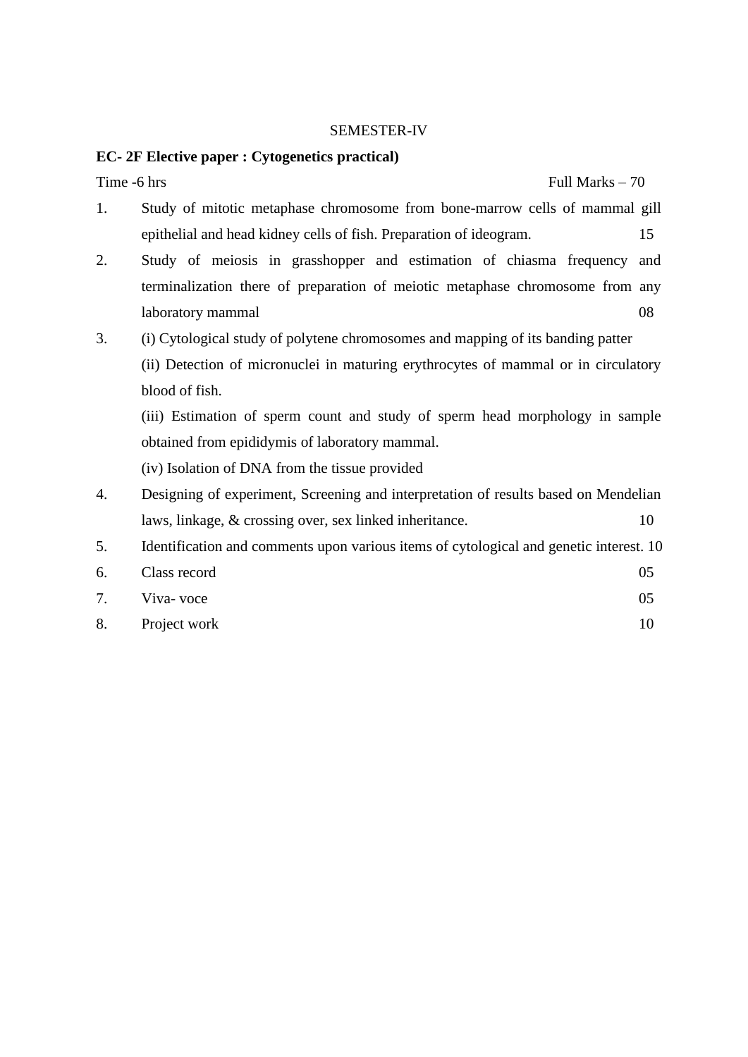SEMESTER-IV

**EC- 2F Elective paper : Cytogenetics practical)**

Time -6 hrs Full Marks – 70

1. Study of mitotic metaphase chromosome from bone-marrow cells of mammal gill epithelial and head kidney cells of fish. Preparation of ideogram. 15
2. Study of meiosis in grasshopper and estimation of chiasma frequency and terminalization there of preparation of meiotic metaphase chromosome from any laboratory mammal 08
3. (i) Cytological study of polytene chromosomes and mapping of its banding patter

   (ii) Detection of micronuclei in maturing erythrocytes of mammal or in circulatory blood of fish.

   (iii) Estimation of sperm count and study of sperm head morphology in sample obtained from epididymis of laboratory mammal.

   (iv) Isolation of DNA from the tissue provided
4. Designing of experiment, Screening and interpretation of results based on Mendelian laws, linkage, & crossing over, sex linked inheritance. 10
5. Identification and comments upon various items of cytological and genetic interest. 10
6. Class record 05
7. Viva- voce 05
8. Project work 10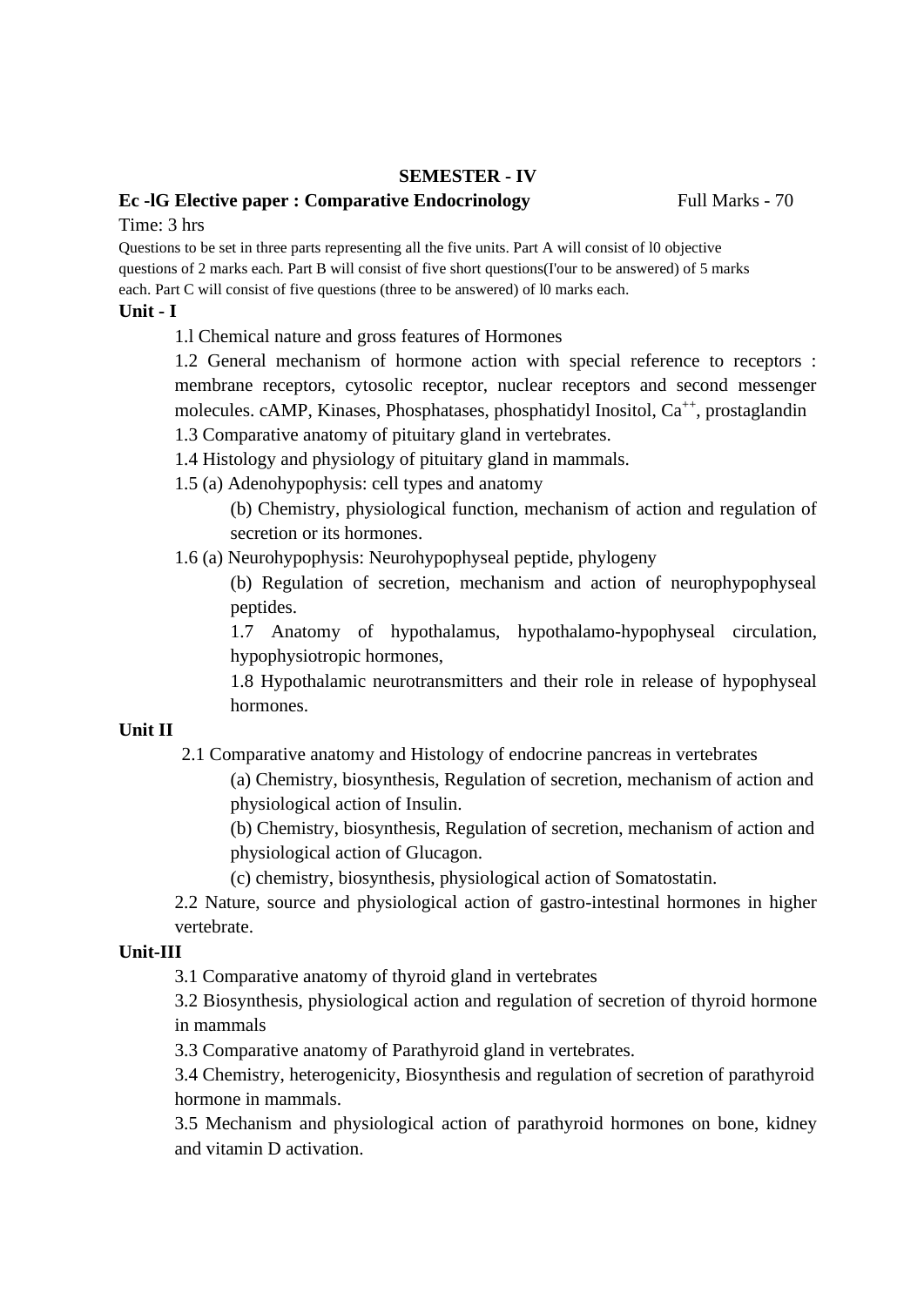**SEMESTER - IV**

**Ec -lG Elective paper : Comparative Endocrinology** Full Marks - 70

Time: 3 hrs

Questions to be set in three parts representing all the five units. Part A will consist of l0 objective questions of 2 marks each. Part B will consist of five short questions(I'our to be answered) of 5 marks each. Part C will consist of five questions (three to be answered) of l0 marks each.

**Unit - I**

1.l Chemical nature and gross features of Hormones

1.2 General mechanism of hormone action with special reference to receptors : membrane receptors, cytosolic receptor, nuclear receptors and second messenger molecules. cAMP, Kinases, Phosphatases, phosphatidyl Inositol, $Ca^{++}$, prostaglandin

1.3 Comparative anatomy of pituitary gland in vertebrates.

1.4 Histology and physiology of pituitary gland in mammals.

1.5 (a) Adenohypophysis: cell types and anatomy

(b) Chemistry, physiological function, mechanism of action and regulation of secretion or its hormones.

1.6 (a) Neurohypophysis: Neurohypophyseal peptide, phylogeny

(b) Regulation of secretion, mechanism and action of neurophypophyseal peptides.

1.7 Anatomy of hypothalamus, hypothalamo-hypophyseal circulation, hypophysiotropic hormones,

1.8 Hypothalamic neurotransmitters and their role in release of hypophyseal hormones.

**Unit II**

2.1 Comparative anatomy and Histology of endocrine pancreas in vertebrates

(a) Chemistry, biosynthesis, Regulation of secretion, mechanism of action and physiological action of Insulin.

(b) Chemistry, biosynthesis, Regulation of secretion, mechanism of action and physiological action of Glucagon.

(c) chemistry, biosynthesis, physiological action of Somatostatin.

2.2 Nature, source and physiological action of gastro-intestinal hormones in higher vertebrate.

**Unit-III**

3.1 Comparative anatomy of thyroid gland in vertebrates

3.2 Biosynthesis, physiological action and regulation of secretion of thyroid hormone in mammals

3.3 Comparative anatomy of Parathyroid gland in vertebrates.

3.4 Chemistry, heterogenicity, Biosynthesis and regulation of secretion of parathyroid hormone in mammals.

3.5 Mechanism and physiological action of parathyroid hormones on bone, kidney and vitamin D activation.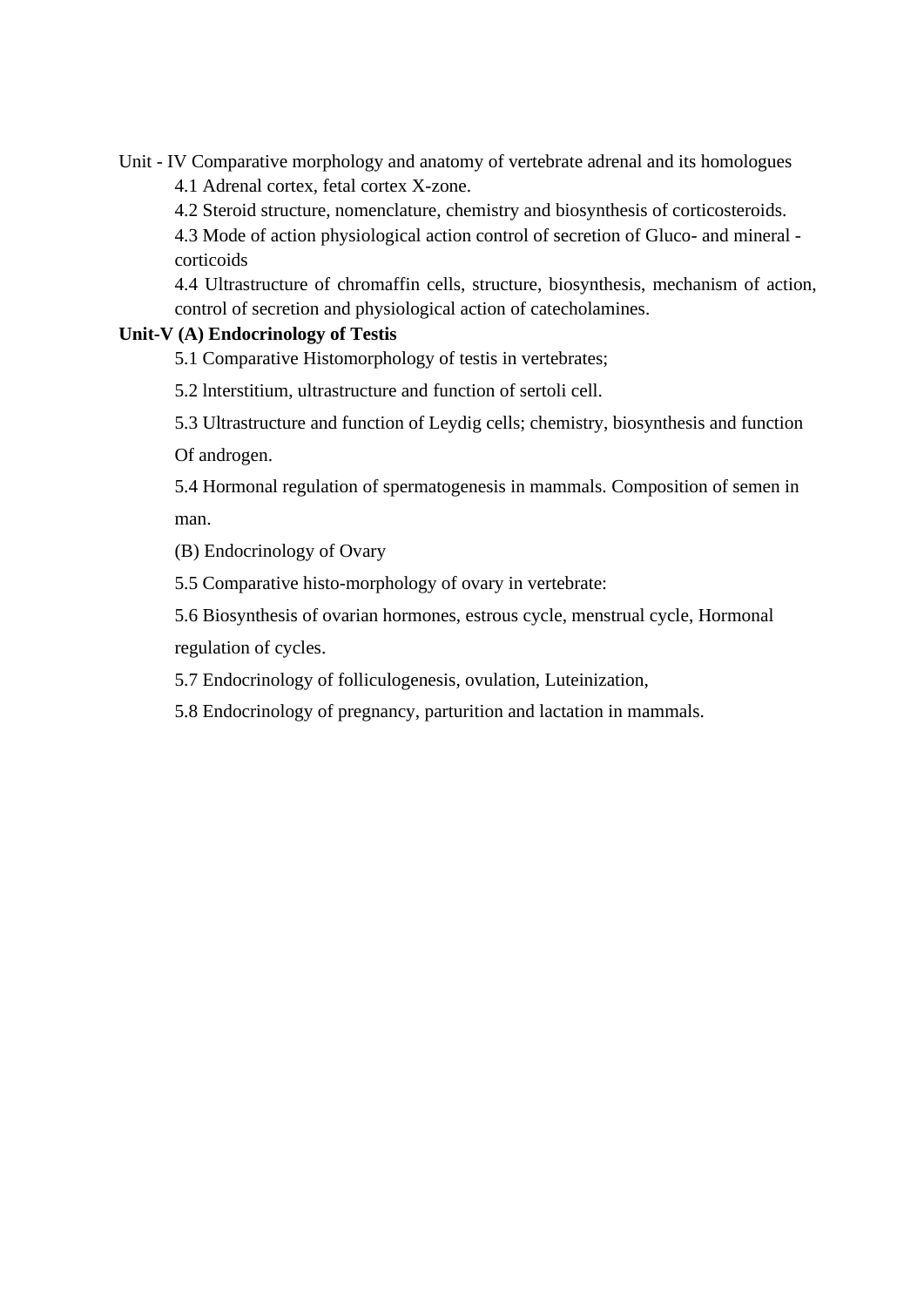Unit - IV Comparative morphology and anatomy of vertebrate adrenal and its homologues

4.1 Adrenal cortex, fetal cortex X-zone.

4.2 Steroid structure, nomenclature, chemistry and biosynthesis of corticosteroids.

4.3 Mode of action physiological action control of secretion of Gluco- and mineral - corticoids

4.4 Ultrastructure of chromaffin cells, structure, biosynthesis, mechanism of action, control of secretion and physiological action of catecholamines.

**Unit-V (A) Endocrinology of Testis**

5.1 Comparative Histomorphology of testis in vertebrates;

5.2 lnterstitium, ultrastructure and function of sertoli cell.

5.3 Ultrastructure and function of Leydig cells; chemistry, biosynthesis and function Of androgen.

5.4 Hormonal regulation of spermatogenesis in mammals. Composition of semen in man.

(B) Endocrinology of Ovary

5.5 Comparative histo-morphology of ovary in vertebrate:

5.6 Biosynthesis of ovarian hormones, estrous cycle, menstrual cycle, Hormonal regulation of cycles.

5.7 Endocrinology of folliculogenesis, ovulation, Luteinization,

5.8 Endocrinology of pregnancy, parturition and lactation in mammals.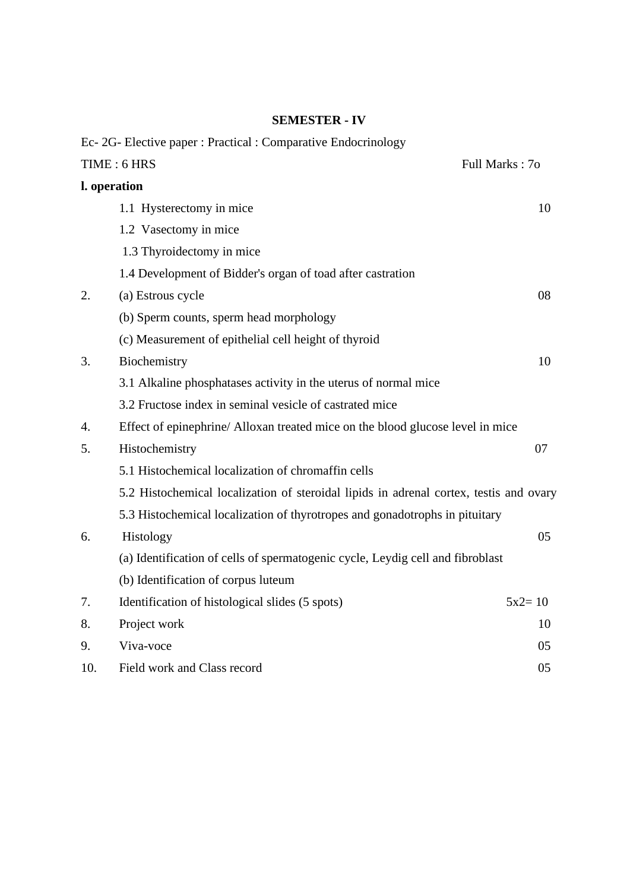**SEMESTER - IV**

Ec- 2G- Elective paper : Practical : Comparative Endocrinology

TIME : 6 HRS Full Marks : 7o

**l. operation**

| | | |
|---|---|---|
| | 1.1 Hysterectomy in mice | 10 |
| | 1.2 Vasectomy in mice | |
| | 1.3 Thyroidectomy in mice | |
| | 1.4 Development of Bidder's organ of toad after castration | |
| 2. | (a) Estrous cycle | 08 |
| | (b) Sperm counts, sperm head morphology | |
| | (c) Measurement of epithelial cell height of thyroid | |
| 3. | Biochemistry | 10 |
| | 3.1 Alkaline phosphatases activity in the uterus of normal mice | |
| | 3.2 Fructose index in seminal vesicle of castrated mice | |
| 4. | Effect of epinephrine/ Alloxan treated mice on the blood glucose level in mice | |
| 5. | Histochemistry | 07 |
| | 5.1 Histochemical localization of chromaffin cells | |
| | 5.2 Histochemical localization of steroidal lipids in adrenal cortex, testis and ovary | |
| | 5.3 Histochemical localization of thyrotropes and gonadotrophs in pituitary | |
| 6. | Histology | 05 |
| | (a) Identification of cells of spermatogenic cycle, Leydig cell and fibroblast | |
| | (b) Identification of corpus luteum | |
| 7. | Identification of histological slides (5 spots) | 5x2= 10 |
| 8. | Project work | 10 |
| 9. | Viva-voce | 05 |
| 10. | Field work and Class record | 05 |